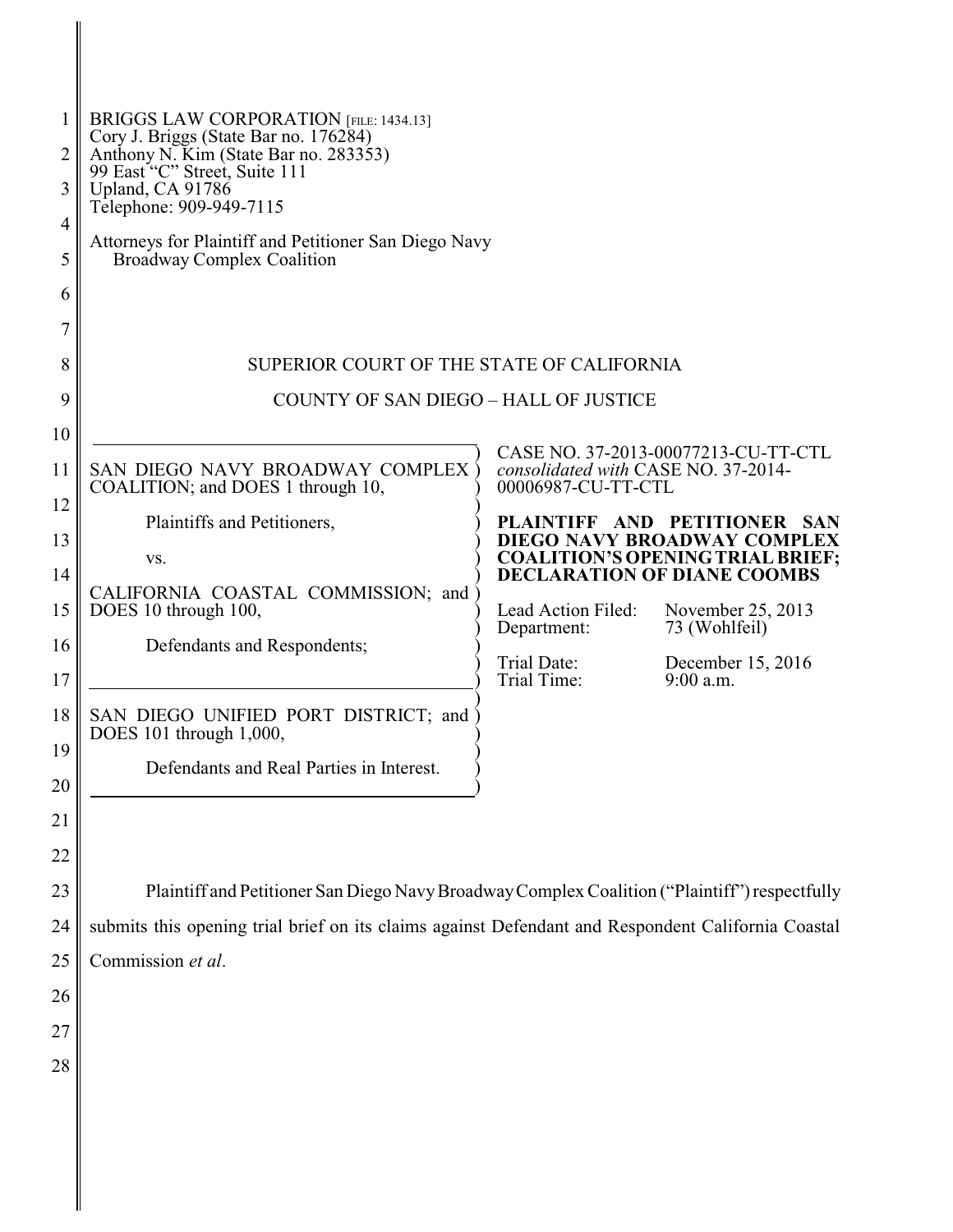BRIGGS LAW CORPORATION [FILE: 1434.13]
Cory J. Briggs (State Bar no. 176284)
Anthony N. Kim (State Bar no. 283353)
99 East "C" Street, Suite 111
Upland, CA 91786
Telephone: 909-949-7115

Attorneys for Plaintiff and Petitioner San Diego Navy Broadway Complex Coalition

SUPERIOR COURT OF THE STATE OF CALIFORNIA

COUNTY OF SAN DIEGO – HALL OF JUSTICE

| | |
|---|---|
| SAN DIEGO NAVY BROADWAY COMPLEX COALITION; and DOES 1 through 10,<br><br>Plaintiffs and Petitioners,<br><br>vs.<br><br>CALIFORNIA COASTAL COMMISSION; and DOES 10 through 100,<br><br>Defendants and Respondents;<br><br>SAN DIEGO UNIFIED PORT DISTRICT; and DOES 101 through 1,000,<br><br>Defendants and Real Parties in Interest. | CASE NO. 37-2013-00077213-CU-TT-CTL *consolidated with* CASE NO. 37-2014-00006987-CU-TT-CTL<br><br>**PLAINTIFF AND PETITIONER SAN DIEGO NAVY BROADWAY COMPLEX COALITION'S OPENING TRIAL BRIEF; DECLARATION OF DIANE COOMBS**<br><br>Lead Action Filed: November 25, 2013<br>Department: 73 (Wohlfeil)<br><br>Trial Date: December 15, 2016<br>Trial Time: 9:00 a.m. |

Plaintiff and Petitioner San Diego Navy Broadway Complex Coalition ("Plaintiff") respectfully submits this opening trial brief on its claims against Defendant and Respondent California Coastal Commission *et al*.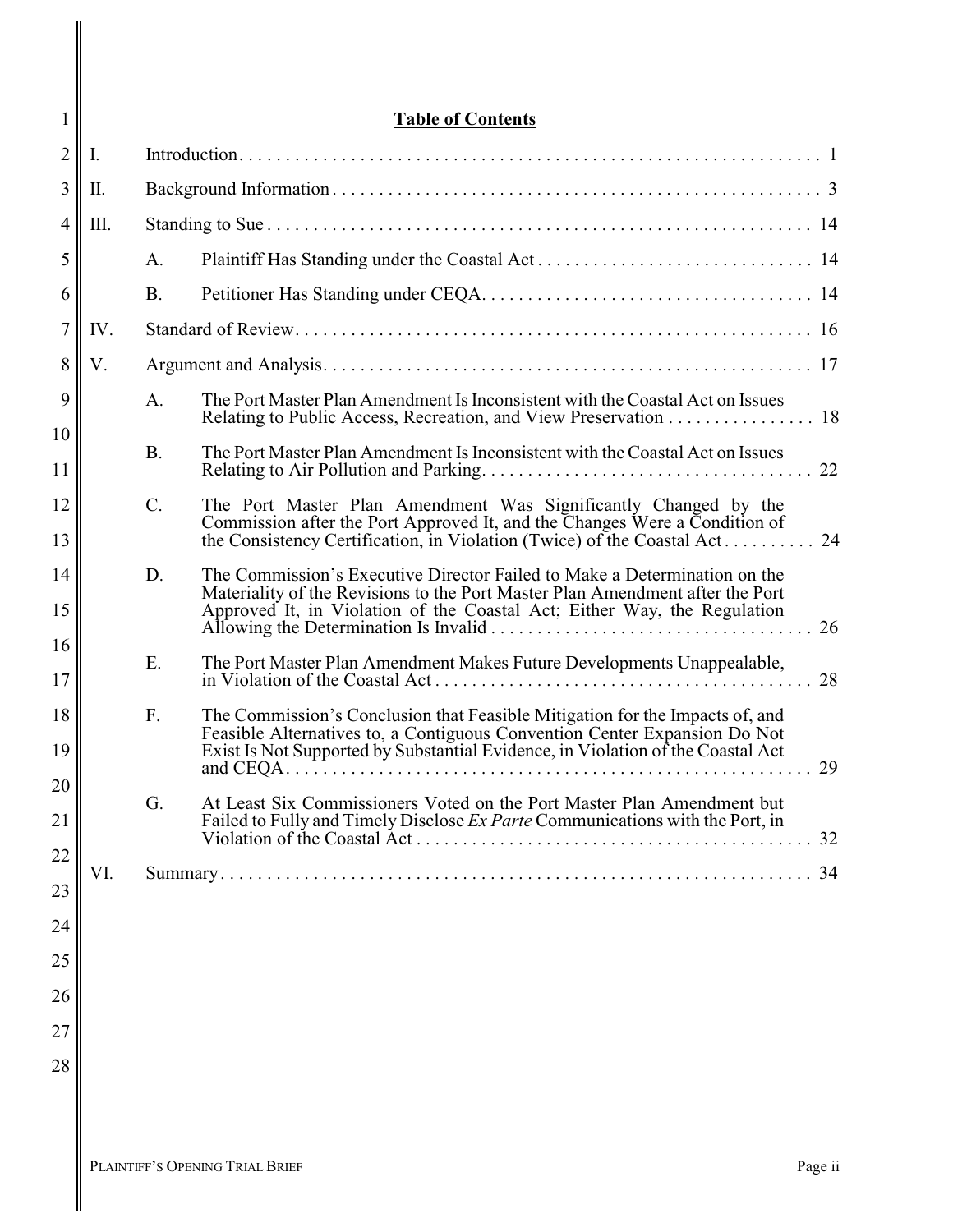# Table of Contents

I. Introduction . . . . . . . . . . . . . . . . . . . . . . . . . . . . . . . . . . . . . . . . . . . . . . . . . . . . . . . . . . . . . 1

II. Background Information . . . . . . . . . . . . . . . . . . . . . . . . . . . . . . . . . . . . . . . . . . . . . . . . . . . 3

III. Standing to Sue . . . . . . . . . . . . . . . . . . . . . . . . . . . . . . . . . . . . . . . . . . . . . . . . . . . . . . . . . . 14

- A. Plaintiff Has Standing under the Coastal Act . . . . . . . . . . . . . . . . . . . . . . . . . . . . . . 14
- B. Petitioner Has Standing under CEQA . . . . . . . . . . . . . . . . . . . . . . . . . . . . . . . . . . . . . 14

IV. Standard of Review . . . . . . . . . . . . . . . . . . . . . . . . . . . . . . . . . . . . . . . . . . . . . . . . . . . . . . . . 16

V. Argument and Analysis . . . . . . . . . . . . . . . . . . . . . . . . . . . . . . . . . . . . . . . . . . . . . . . . . . . . . 17

- A. The Port Master Plan Amendment Is Inconsistent with the Coastal Act on Issues Relating to Public Access, Recreation, and View Preservation . . . . . . . . . . . . . . . . 18
- B. The Port Master Plan Amendment Is Inconsistent with the Coastal Act on Issues Relating to Air Pollution and Parking . . . . . . . . . . . . . . . . . . . . . . . . . . . . . . . . . . . . 22
- C. The Port Master Plan Amendment Was Significantly Changed by the Commission after the Port Approved It, and the Changes Were a Condition of the Consistency Certification, in Violation (Twice) of the Coastal Act . . . . . . . . . . 24
- D. The Commission's Executive Director Failed to Make a Determination on the Materiality of the Revisions to the Port Master Plan Amendment after the Port Approved It, in Violation of the Coastal Act; Either Way, the Regulation Allowing the Determination Is Invalid . . . . . . . . . . . . . . . . . . . . . . . . . . . . . . . . . . . 26
- E. The Port Master Plan Amendment Makes Future Developments Unappealable, in Violation of the Coastal Act . . . . . . . . . . . . . . . . . . . . . . . . . . . . . . . . . . . . . . . . . 28
- F. The Commission's Conclusion that Feasible Mitigation for the Impacts of, and Feasible Alternatives to, a Contiguous Convention Center Expansion Do Not Exist Is Not Supported by Substantial Evidence, in Violation of the Coastal Act and CEQA . . . . . . . . . . . . . . . . . . . . . . . . . . . . . . . . . . . . . . . . . . . . . . . . . . . . . . . . 29
- G. At Least Six Commissioners Voted on the Port Master Plan Amendment but Failed to Fully and Timely Disclose *Ex Parte* Communications with the Port, in Violation of the Coastal Act . . . . . . . . . . . . . . . . . . . . . . . . . . . . . . . . . . . . . . . . . . . 32

VI. Summary . . . . . . . . . . . . . . . . . . . . . . . . . . . . . . . . . . . . . . . . . . . . . . . . . . . . . . . . . . . . . . . . 34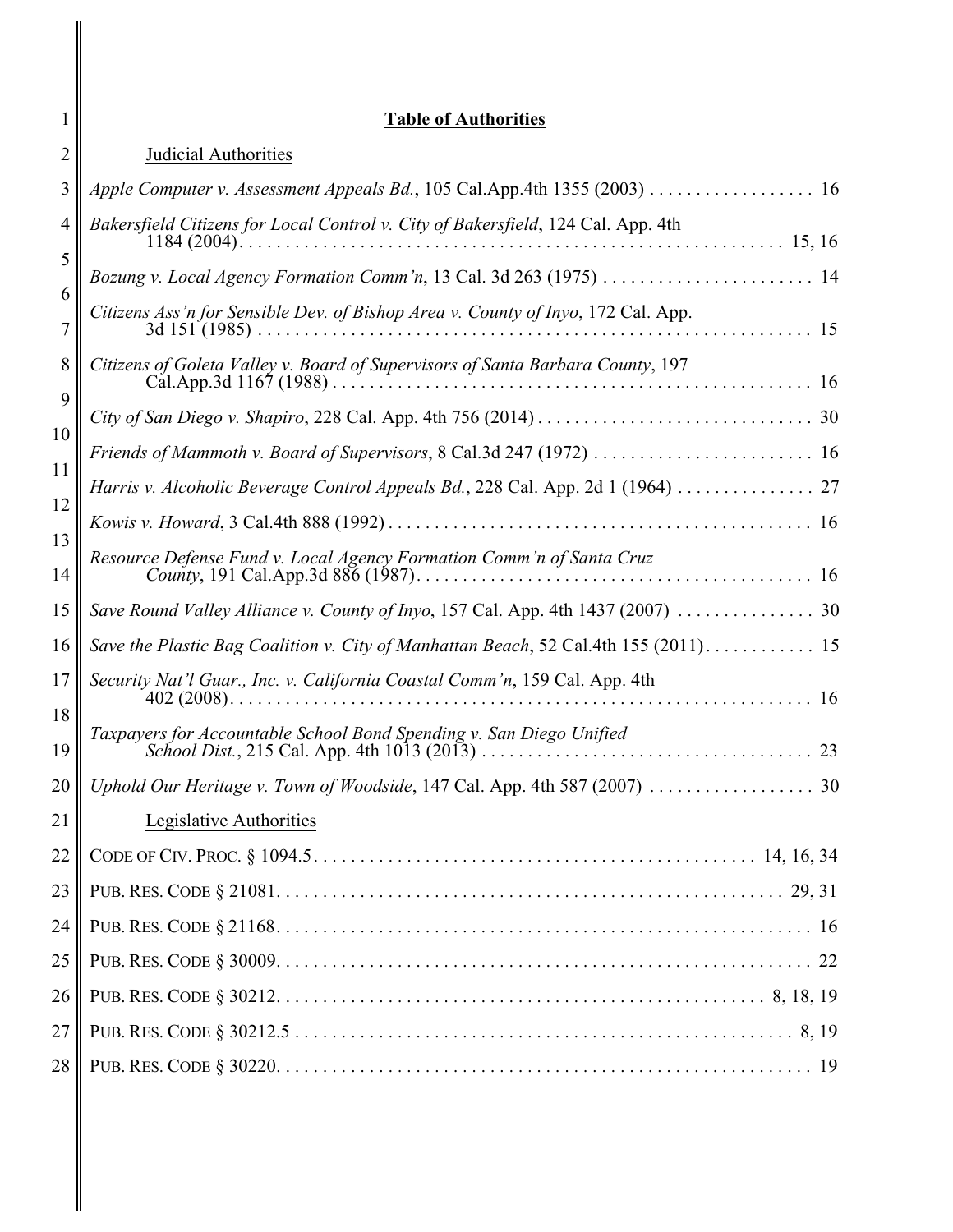## Table of Authorities

### Judicial Authorities

*Apple Computer v. Assessment Appeals Bd.*, 105 Cal.App.4th 1355 (2003) . . . . . . . . . . . . . . . . . . 16

*Bakersfield Citizens for Local Control v. City of Bakersfield*, 124 Cal. App. 4th 1184 (2004) . . . . . . . . . . . . . . . . . . . . . . . . . . . . . . . . . . . . . . . . . . . . . . . . . . . . . . . . 15, 16

*Bozung v. Local Agency Formation Comm'n*, 13 Cal. 3d 263 (1975) . . . . . . . . . . . . . . . . . . . . . . . 14

*Citizens Ass'n for Sensible Dev. of Bishop Area v. County of Inyo*, 172 Cal. App. 3d 151 (1985) . . . . . . . . . . . . . . . . . . . . . . . . . . . . . . . . . . . . . . . . . . . . . . . . . . . . . . . . . . . 15

*Citizens of Goleta Valley v. Board of Supervisors of Santa Barbara County*, 197 Cal.App.3d 1167 (1988) . . . . . . . . . . . . . . . . . . . . . . . . . . . . . . . . . . . . . . . . . . . . . . . . . . . . 16

*City of San Diego v. Shapiro*, 228 Cal. App. 4th 756 (2014) . . . . . . . . . . . . . . . . . . . . . . . . . . . . . . 30

*Friends of Mammoth v. Board of Supervisors*, 8 Cal.3d 247 (1972) . . . . . . . . . . . . . . . . . . . . . . . . 16

*Harris v. Alcoholic Beverage Control Appeals Bd.*, 228 Cal. App. 2d 1 (1964) . . . . . . . . . . . . . . . 27

*Kowis v. Howard*, 3 Cal.4th 888 (1992) . . . . . . . . . . . . . . . . . . . . . . . . . . . . . . . . . . . . . . . . . . . . . . 16

*Resource Defense Fund v. Local Agency Formation Comm'n of Santa Cruz County*, 191 Cal.App.3d 886 (1987) . . . . . . . . . . . . . . . . . . . . . . . . . . . . . . . . . . . . . . . . . . 16

*Save Round Valley Alliance v. County of Inyo*, 157 Cal. App. 4th 1437 (2007) . . . . . . . . . . . . . . . 30

*Save the Plastic Bag Coalition v. City of Manhattan Beach*, 52 Cal.4th 155 (2011) . . . . . . . . . . . . 15

*Security Nat'l Guar., Inc. v. California Coastal Comm'n*, 159 Cal. App. 4th 402 (2008) . . . . . . . . . . . . . . . . . . . . . . . . . . . . . . . . . . . . . . . . . . . . . . . . . . . . . . . . . . . . . . . . 16

*Taxpayers for Accountable School Bond Spending v. San Diego Unified School Dist.*, 215 Cal. App. 4th 1013 (2013) . . . . . . . . . . . . . . . . . . . . . . . . . . . . . . . . . . . . 23

*Uphold Our Heritage v. Town of Woodside*, 147 Cal. App. 4th 587 (2007) . . . . . . . . . . . . . . . . . . 30

### Legislative Authorities

CODE OF CIV. PROC. § 1094.5 . . . . . . . . . . . . . . . . . . . . . . . . . . . . . . . . . . . . . . . . . . . . . . . . 14, 16, 34

PUB. RES. CODE § 21081 . . . . . . . . . . . . . . . . . . . . . . . . . . . . . . . . . . . . . . . . . . . . . . . . . . . . . . . 29, 31

PUB. RES. CODE § 21168 . . . . . . . . . . . . . . . . . . . . . . . . . . . . . . . . . . . . . . . . . . . . . . . . . . . . . . . . . . 16

PUB. RES. CODE § 30009 . . . . . . . . . . . . . . . . . . . . . . . . . . . . . . . . . . . . . . . . . . . . . . . . . . . . . . . . . . 22

PUB. RES. CODE § 30212 . . . . . . . . . . . . . . . . . . . . . . . . . . . . . . . . . . . . . . . . . . . . . . . . . . . . . 8, 18, 19

PUB. RES. CODE § 30212.5 . . . . . . . . . . . . . . . . . . . . . . . . . . . . . . . . . . . . . . . . . . . . . . . . . . . . . . . 8, 19

PUB. RES. CODE § 30220 . . . . . . . . . . . . . . . . . . . . . . . . . . . . . . . . . . . . . . . . . . . . . . . . . . . . . . . . . . 19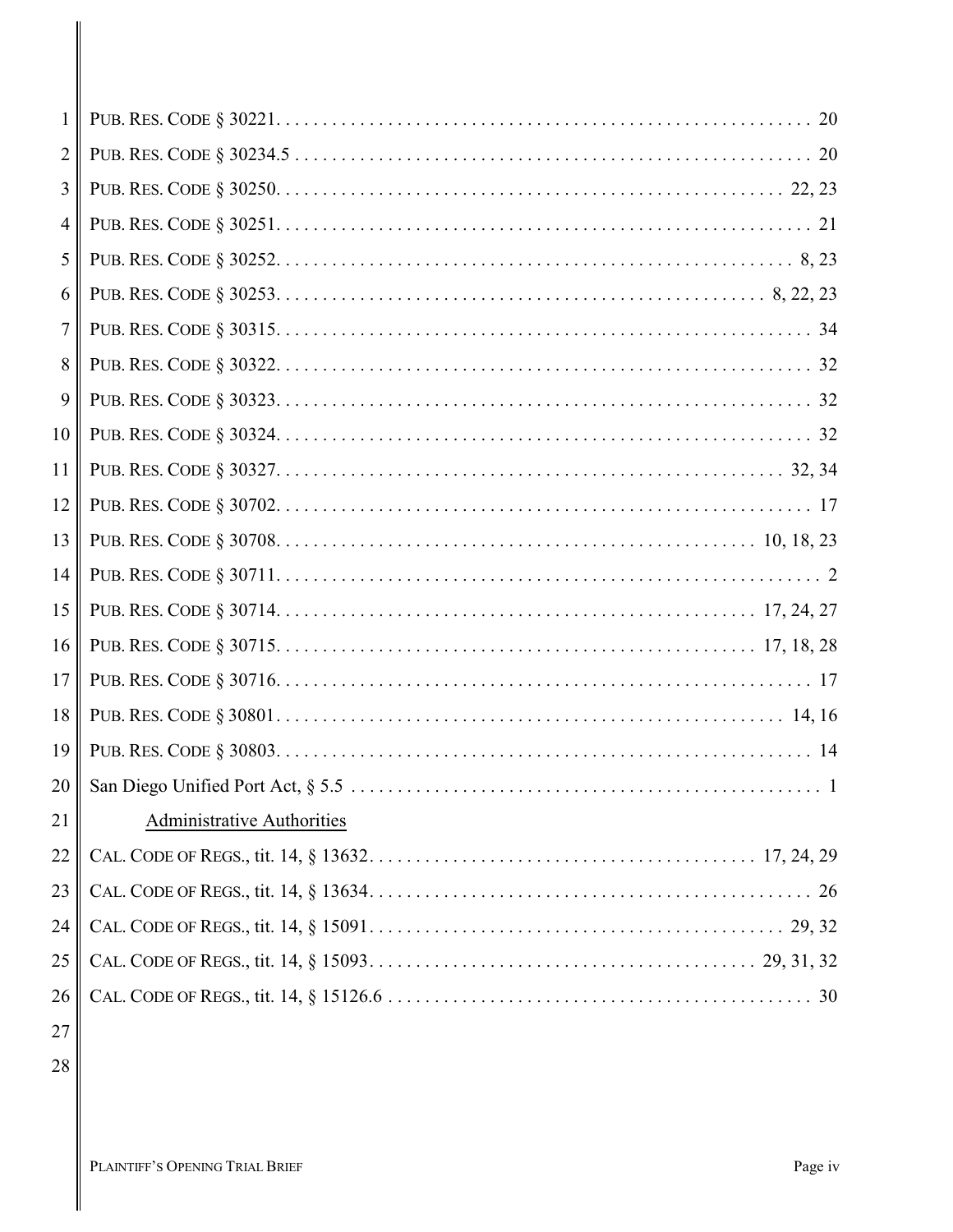PUB. RES. CODE § 30221 . . . . . . . . . . . . . . . . . . . . . . . . . . . . . . . . . . . . . . . . . . . . . . . . . . . . . 20

PUB. RES. CODE § 30234.5 . . . . . . . . . . . . . . . . . . . . . . . . . . . . . . . . . . . . . . . . . . . . . . . . . . . . . 20

PUB. RES. CODE § 30250 . . . . . . . . . . . . . . . . . . . . . . . . . . . . . . . . . . . . . . . . . . . . . . . . . . . 22, 23

PUB. RES. CODE § 30251 . . . . . . . . . . . . . . . . . . . . . . . . . . . . . . . . . . . . . . . . . . . . . . . . . . . . . 21

PUB. RES. CODE § 30252 . . . . . . . . . . . . . . . . . . . . . . . . . . . . . . . . . . . . . . . . . . . . . . . . . . . 8, 23

PUB. RES. CODE § 30253 . . . . . . . . . . . . . . . . . . . . . . . . . . . . . . . . . . . . . . . . . . . . . . . . . 8, 22, 23

PUB. RES. CODE § 30315 . . . . . . . . . . . . . . . . . . . . . . . . . . . . . . . . . . . . . . . . . . . . . . . . . . . . . 34

PUB. RES. CODE § 30322 . . . . . . . . . . . . . . . . . . . . . . . . . . . . . . . . . . . . . . . . . . . . . . . . . . . . . 32

PUB. RES. CODE § 30323 . . . . . . . . . . . . . . . . . . . . . . . . . . . . . . . . . . . . . . . . . . . . . . . . . . . . . 32

PUB. RES. CODE § 30324 . . . . . . . . . . . . . . . . . . . . . . . . . . . . . . . . . . . . . . . . . . . . . . . . . . . . . 32

PUB. RES. CODE § 30327 . . . . . . . . . . . . . . . . . . . . . . . . . . . . . . . . . . . . . . . . . . . . . . . . . . . 32, 34

PUB. RES. CODE § 30702 . . . . . . . . . . . . . . . . . . . . . . . . . . . . . . . . . . . . . . . . . . . . . . . . . . . . . 17

PUB. RES. CODE § 30708 . . . . . . . . . . . . . . . . . . . . . . . . . . . . . . . . . . . . . . . . . . . . . . . . 10, 18, 23

PUB. RES. CODE § 30711 . . . . . . . . . . . . . . . . . . . . . . . . . . . . . . . . . . . . . . . . . . . . . . . . . . . . . . 2

PUB. RES. CODE § 30714 . . . . . . . . . . . . . . . . . . . . . . . . . . . . . . . . . . . . . . . . . . . . . . . . 17, 24, 27

PUB. RES. CODE § 30715 . . . . . . . . . . . . . . . . . . . . . . . . . . . . . . . . . . . . . . . . . . . . . . . . 17, 18, 28

PUB. RES. CODE § 30716 . . . . . . . . . . . . . . . . . . . . . . . . . . . . . . . . . . . . . . . . . . . . . . . . . . . . . 17

PUB. RES. CODE § 30801 . . . . . . . . . . . . . . . . . . . . . . . . . . . . . . . . . . . . . . . . . . . . . . . . . . . 14, 16

PUB. RES. CODE § 30803 . . . . . . . . . . . . . . . . . . . . . . . . . . . . . . . . . . . . . . . . . . . . . . . . . . . . . 14

San Diego Unified Port Act, § 5.5 . . . . . . . . . . . . . . . . . . . . . . . . . . . . . . . . . . . . . . . . . . . . . . . . 1

Administrative Authorities

CAL. CODE OF REGS., tit. 14, § 13632 . . . . . . . . . . . . . . . . . . . . . . . . . . . . . . . . . . . . . . . . 17, 24, 29

CAL. CODE OF REGS., tit. 14, § 13634 . . . . . . . . . . . . . . . . . . . . . . . . . . . . . . . . . . . . . . . . . . . . . 26

CAL. CODE OF REGS., tit. 14, § 15091 . . . . . . . . . . . . . . . . . . . . . . . . . . . . . . . . . . . . . . . . . . . 29, 32

CAL. CODE OF REGS., tit. 14, § 15093 . . . . . . . . . . . . . . . . . . . . . . . . . . . . . . . . . . . . . . . . 29, 31, 32

CAL. CODE OF REGS., tit. 14, § 15126.6 . . . . . . . . . . . . . . . . . . . . . . . . . . . . . . . . . . . . . . . . . . . . 30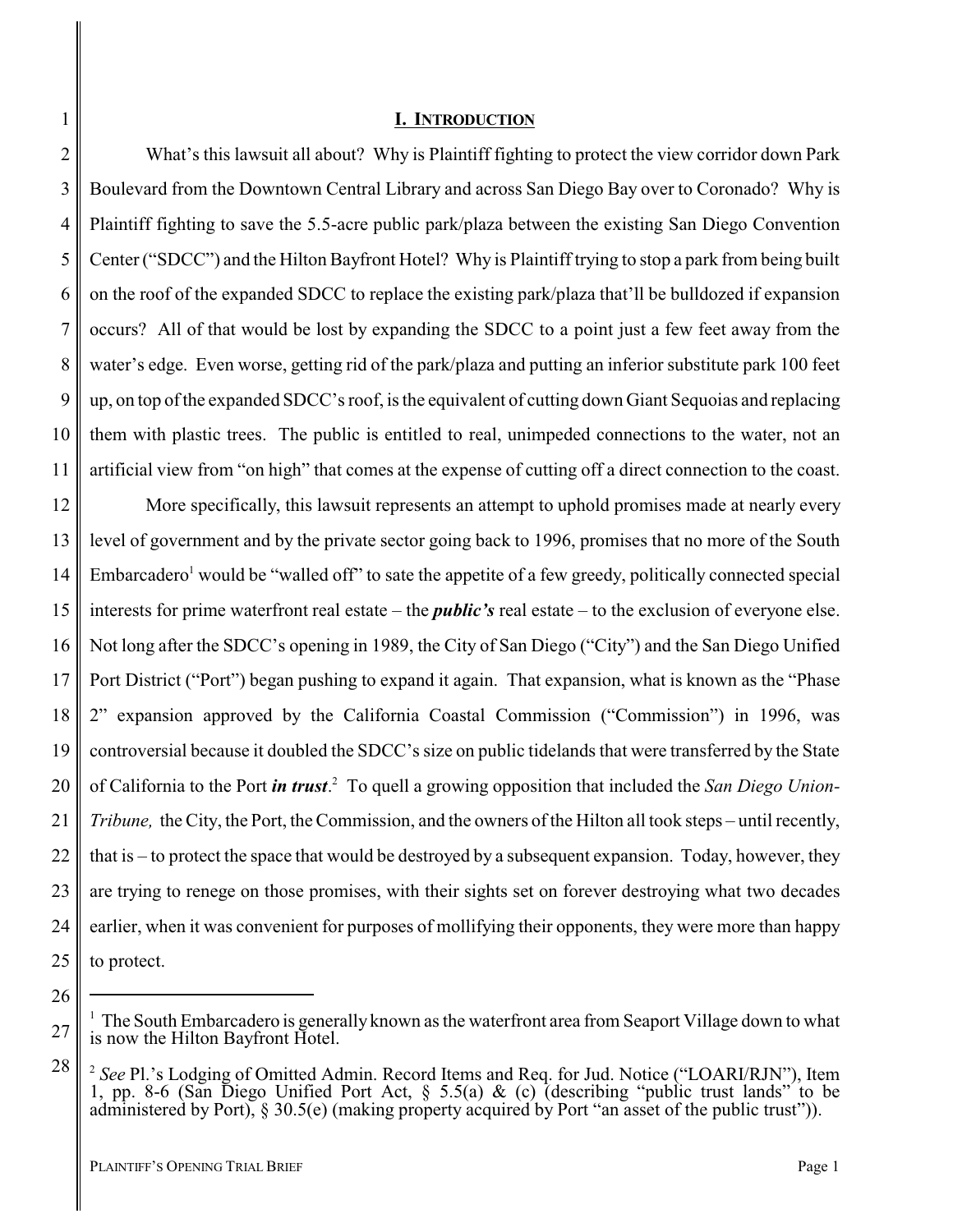## I. INTRODUCTION

What's this lawsuit all about? Why is Plaintiff fighting to protect the view corridor down Park Boulevard from the Downtown Central Library and across San Diego Bay over to Coronado? Why is Plaintiff fighting to save the 5.5-acre public park/plaza between the existing San Diego Convention Center ("SDCC") and the Hilton Bayfront Hotel? Why is Plaintiff trying to stop a park from being built on the roof of the expanded SDCC to replace the existing park/plaza that'll be bulldozed if expansion occurs? All of that would be lost by expanding the SDCC to a point just a few feet away from the water's edge. Even worse, getting rid of the park/plaza and putting an inferior substitute park 100 feet up, on top of the expanded SDCC's roof, is the equivalent of cutting down Giant Sequoias and replacing them with plastic trees. The public is entitled to real, unimpeded connections to the water, not an artificial view from "on high" that comes at the expense of cutting off a direct connection to the coast.

More specifically, this lawsuit represents an attempt to uphold promises made at nearly every level of government and by the private sector going back to 1996, promises that no more of the South Embarcadero[1] would be "walled off" to sate the appetite of a few greedy, politically connected special interests for prime waterfront real estate – the ***public's*** real estate – to the exclusion of everyone else. Not long after the SDCC's opening in 1989, the City of San Diego ("City") and the San Diego Unified Port District ("Port") began pushing to expand it again. That expansion, what is known as the "Phase 2" expansion approved by the California Coastal Commission ("Commission") in 1996, was controversial because it doubled the SDCC's size on public tidelands that were transferred by the State of California to the Port ***in trust***.[2] To quell a growing opposition that included the *San Diego Union-Tribune,* the City, the Port, the Commission, and the owners of the Hilton all took steps – until recently, that is – to protect the space that would be destroyed by a subsequent expansion. Today, however, they are trying to renege on those promises, with their sights set on forever destroying what two decades earlier, when it was convenient for purposes of mollifying their opponents, they were more than happy to protect.

---

[1] The South Embarcadero is generally known as the waterfront area from Seaport Village down to what is now the Hilton Bayfront Hotel.

[2] *See* Pl.'s Lodging of Omitted Admin. Record Items and Req. for Jud. Notice ("LOARI/RJN"), Item 1, pp. 8-6 (San Diego Unified Port Act, § 5.5(a) & (c) (describing "public trust lands" to be administered by Port), § 30.5(e) (making property acquired by Port "an asset of the public trust")).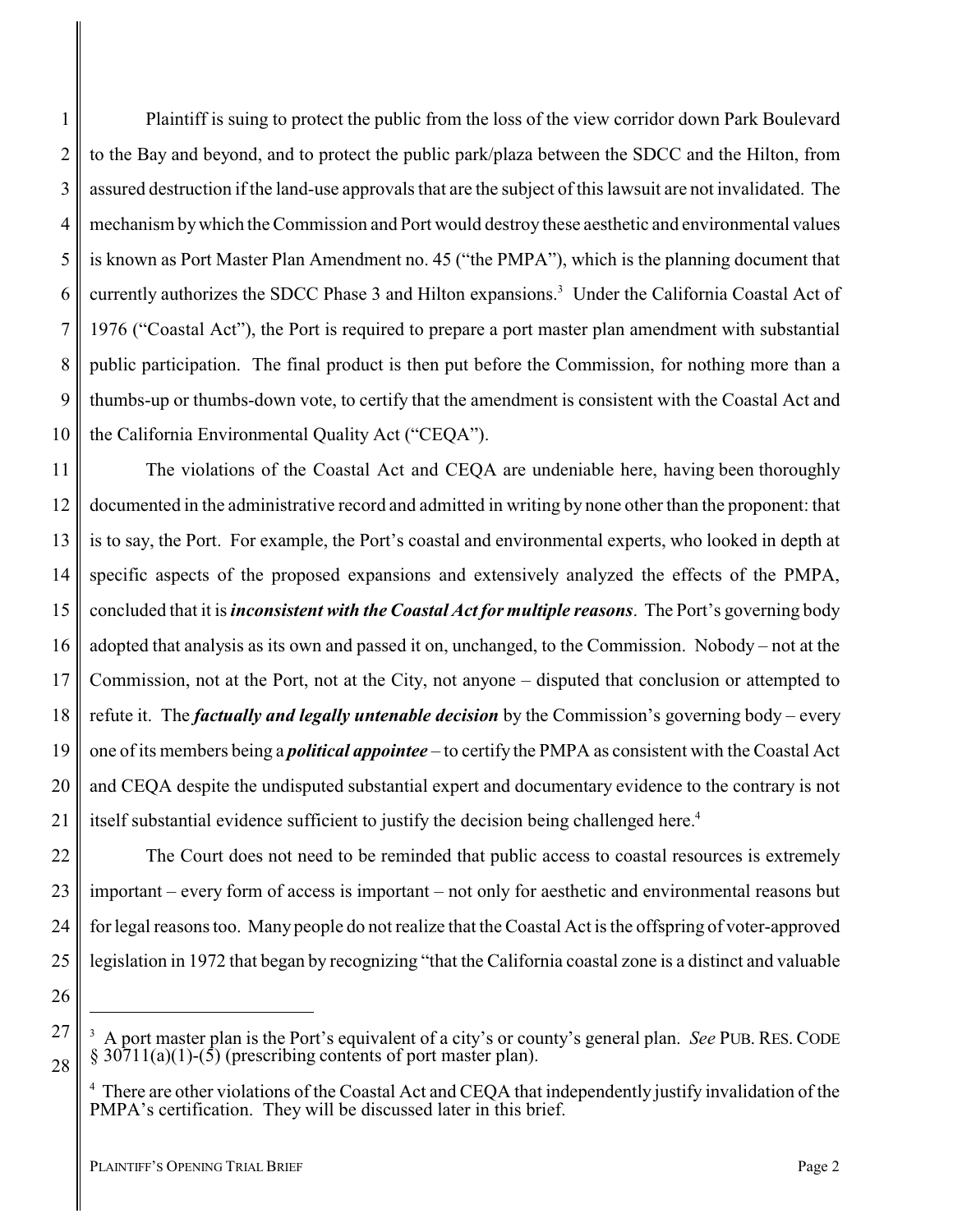Plaintiff is suing to protect the public from the loss of the view corridor down Park Boulevard to the Bay and beyond, and to protect the public park/plaza between the SDCC and the Hilton, from assured destruction if the land-use approvals that are the subject of this lawsuit are not invalidated. The mechanism by which the Commission and Port would destroy these aesthetic and environmental values is known as Port Master Plan Amendment no. 45 ("the PMPA"), which is the planning document that currently authorizes the SDCC Phase 3 and Hilton expansions.[3] Under the California Coastal Act of 1976 ("Coastal Act"), the Port is required to prepare a port master plan amendment with substantial public participation. The final product is then put before the Commission, for nothing more than a thumbs-up or thumbs-down vote, to certify that the amendment is consistent with the Coastal Act and the California Environmental Quality Act ("CEQA").

The violations of the Coastal Act and CEQA are undeniable here, having been thoroughly documented in the administrative record and admitted in writing by none other than the proponent: that is to say, the Port. For example, the Port's coastal and environmental experts, who looked in depth at specific aspects of the proposed expansions and extensively analyzed the effects of the PMPA, concluded that it is ***inconsistent with the Coastal Act for multiple reasons***. The Port's governing body adopted that analysis as its own and passed it on, unchanged, to the Commission. Nobody – not at the Commission, not at the Port, not at the City, not anyone – disputed that conclusion or attempted to refute it. The ***factually and legally untenable decision*** by the Commission's governing body – every one of its members being a ***political appointee*** – to certify the PMPA as consistent with the Coastal Act and CEQA despite the undisputed substantial expert and documentary evidence to the contrary is not itself substantial evidence sufficient to justify the decision being challenged here.[4]

The Court does not need to be reminded that public access to coastal resources is extremely important – every form of access is important – not only for aesthetic and environmental reasons but for legal reasons too. Many people do not realize that the Coastal Act is the offspring of voter-approved legislation in 1972 that began by recognizing "that the California coastal zone is a distinct and valuable

---

[3] A port master plan is the Port's equivalent of a city's or county's general plan. *See* PUB. RES. CODE § 30711(a)(1)-(5) (prescribing contents of port master plan).

[4] There are other violations of the Coastal Act and CEQA that independently justify invalidation of the PMPA's certification. They will be discussed later in this brief.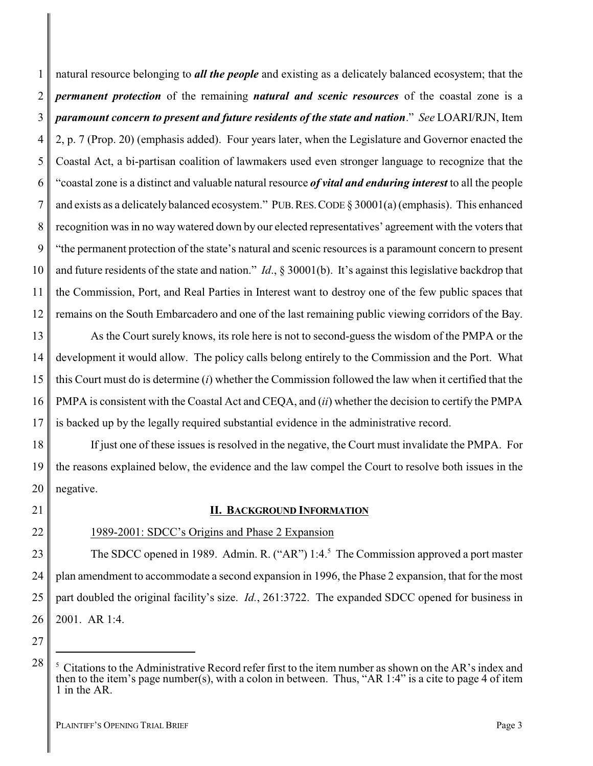natural resource belonging to ***all the people*** and existing as a delicately balanced ecosystem; that the ***permanent protection*** of the remaining ***natural and scenic resources*** of the coastal zone is a ***paramount concern to present and future residents of the state and nation***." *See* LOARI/RJN, Item 2, p. 7 (Prop. 20) (emphasis added). Four years later, when the Legislature and Governor enacted the Coastal Act, a bi-partisan coalition of lawmakers used even stronger language to recognize that the "coastal zone is a distinct and valuable natural resource ***of vital and enduring interest*** to all the people and exists as a delicately balanced ecosystem." PUB. RES. CODE § 30001(a) (emphasis). This enhanced recognition was in no way watered down by our elected representatives' agreement with the voters that "the permanent protection of the state's natural and scenic resources is a paramount concern to present and future residents of the state and nation." *Id*., § 30001(b). It's against this legislative backdrop that the Commission, Port, and Real Parties in Interest want to destroy one of the few public spaces that remains on the South Embarcadero and one of the last remaining public viewing corridors of the Bay.

As the Court surely knows, its role here is not to second-guess the wisdom of the PMPA or the development it would allow. The policy calls belong entirely to the Commission and the Port. What this Court must do is determine (*i*) whether the Commission followed the law when it certified that the PMPA is consistent with the Coastal Act and CEQA, and (*ii*) whether the decision to certify the PMPA is backed up by the legally required substantial evidence in the administrative record.

If just one of these issues is resolved in the negative, the Court must invalidate the PMPA. For the reasons explained below, the evidence and the law compel the Court to resolve both issues in the negative.

## II. BACKGROUND INFORMATION

1989-2001: SDCC's Origins and Phase 2 Expansion

The SDCC opened in 1989. Admin. R. ("AR") 1:4.[5] The Commission approved a port master plan amendment to accommodate a second expansion in 1996, the Phase 2 expansion, that for the most part doubled the original facility's size. *Id.*, 261:3722. The expanded SDCC opened for business in 2001. AR 1:4.

[5] Citations to the Administrative Record refer first to the item number as shown on the AR's index and then to the item's page number(s), with a colon in between. Thus, "AR 1:4" is a cite to page 4 of item 1 in the AR.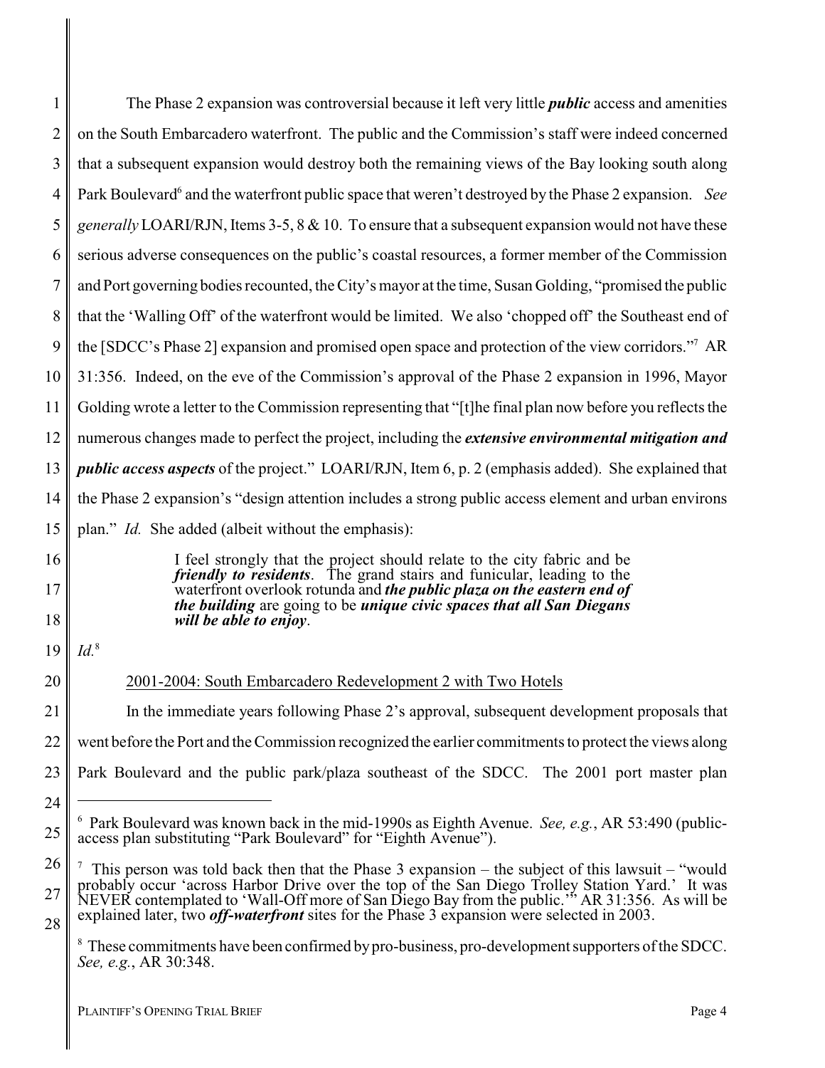The Phase 2 expansion was controversial because it left very little ***public*** access and amenities on the South Embarcadero waterfront. The public and the Commission's staff were indeed concerned that a subsequent expansion would destroy both the remaining views of the Bay looking south along Park Boulevard[6] and the waterfront public space that weren't destroyed by the Phase 2 expansion. *See generally* LOARI/RJN, Items 3-5, 8 & 10. To ensure that a subsequent expansion would not have these serious adverse consequences on the public's coastal resources, a former member of the Commission and Port governing bodies recounted, the City's mayor at the time, Susan Golding, "promised the public that the 'Walling Off' of the waterfront would be limited. We also 'chopped off' the Southeast end of the [SDCC's Phase 2] expansion and promised open space and protection of the view corridors."[7] AR 31:356. Indeed, on the eve of the Commission's approval of the Phase 2 expansion in 1996, Mayor Golding wrote a letter to the Commission representing that "[t]he final plan now before you reflects the numerous changes made to perfect the project, including the ***extensive environmental mitigation and public access aspects*** of the project." LOARI/RJN, Item 6, p. 2 (emphasis added). She explained that the Phase 2 expansion's "design attention includes a strong public access element and urban environs plan." *Id.* She added (albeit without the emphasis):

> I feel strongly that the project should relate to the city fabric and be ***friendly to residents***. The grand stairs and funicular, leading to the waterfront overlook rotunda and ***the public plaza on the eastern end of the building*** are going to be ***unique civic spaces that all San Diegans will be able to enjoy***.

*Id.*[8]

2001-2004: South Embarcadero Redevelopment 2 with Two Hotels

In the immediate years following Phase 2's approval, subsequent development proposals that went before the Port and the Commission recognized the earlier commitments to protect the views along Park Boulevard and the public park/plaza southeast of the SDCC. The 2001 port master plan

---

[6] Park Boulevard was known back in the mid-1990s as Eighth Avenue. *See, e.g.*, AR 53:490 (public-access plan substituting "Park Boulevard" for "Eighth Avenue").

[7] This person was told back then that the Phase 3 expansion – the subject of this lawsuit – "would probably occur 'across Harbor Drive over the top of the San Diego Trolley Station Yard.' It was NEVER contemplated to 'Wall-Off more of San Diego Bay from the public.'" AR 31:356. As will be explained later, two ***off-waterfront*** sites for the Phase 3 expansion were selected in 2003.

[8] These commitments have been confirmed by pro-business, pro-development supporters of the SDCC. *See, e.g.*, AR 30:348.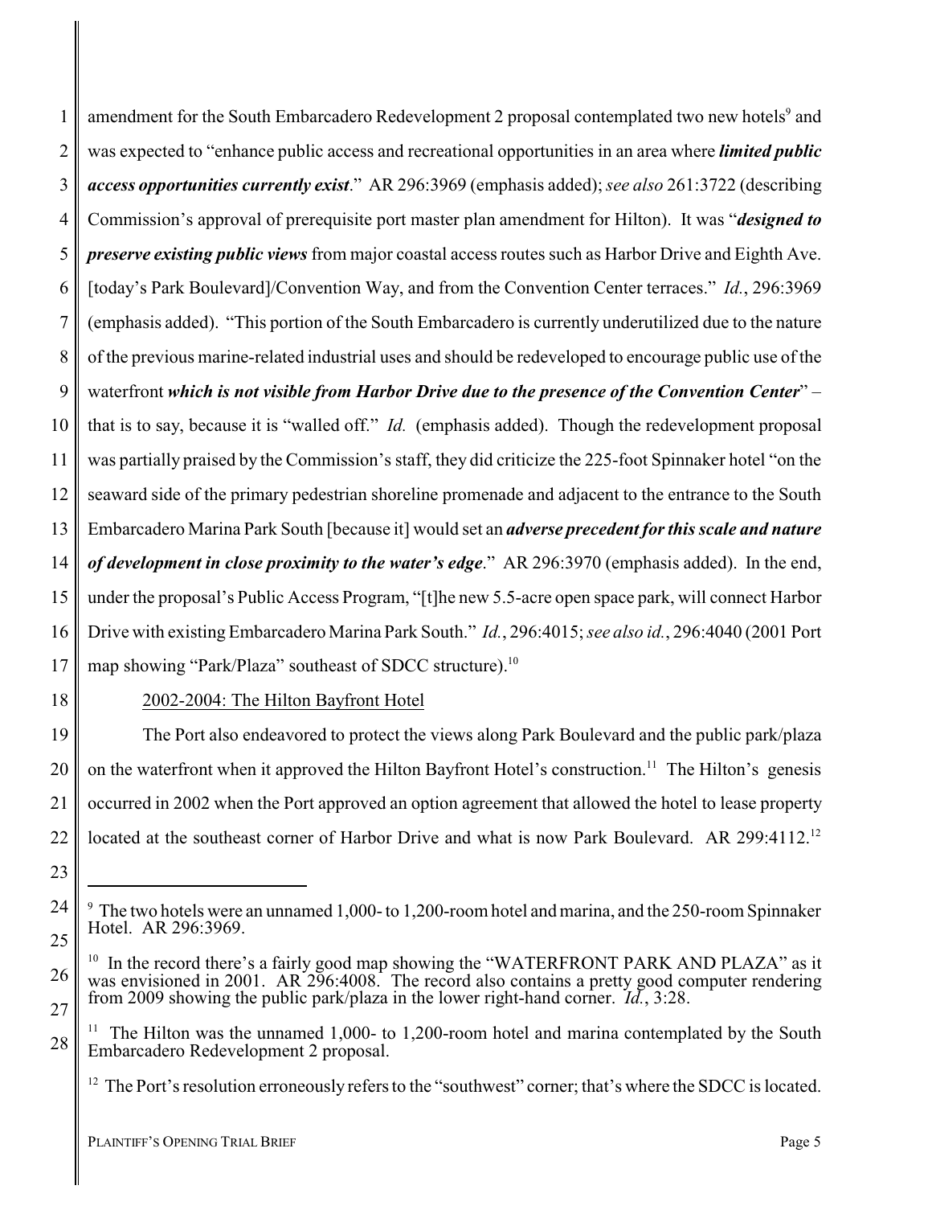amendment for the South Embarcadero Redevelopment 2 proposal contemplated two new hotels[9] and was expected to "enhance public access and recreational opportunities in an area where ***limited public access opportunities currently exist***." AR 296:3969 (emphasis added); *see also* 261:3722 (describing Commission's approval of prerequisite port master plan amendment for Hilton). It was "***designed to preserve existing public views*** from major coastal access routes such as Harbor Drive and Eighth Ave. [today's Park Boulevard]/Convention Way, and from the Convention Center terraces." *Id.*, 296:3969 (emphasis added). "This portion of the South Embarcadero is currently underutilized due to the nature of the previous marine-related industrial uses and should be redeveloped to encourage public use of the waterfront ***which is not visible from Harbor Drive due to the presence of the Convention Center***" – that is to say, because it is "walled off." *Id.* (emphasis added). Though the redevelopment proposal was partially praised by the Commission's staff, they did criticize the 225-foot Spinnaker hotel "on the seaward side of the primary pedestrian shoreline promenade and adjacent to the entrance to the South Embarcadero Marina Park South [because it] would set an ***adverse precedent for this scale and nature of development in close proximity to the water's edge***." AR 296:3970 (emphasis added). In the end, under the proposal's Public Access Program, "[t]he new 5.5-acre open space park, will connect Harbor Drive with existing Embarcadero Marina Park South." *Id.*, 296:4015; *see also id.*, 296:4040 (2001 Port map showing "Park/Plaza" southeast of SDCC structure).[10]

2002-2004: The Hilton Bayfront Hotel

The Port also endeavored to protect the views along Park Boulevard and the public park/plaza on the waterfront when it approved the Hilton Bayfront Hotel's construction.[11] The Hilton's genesis occurred in 2002 when the Port approved an option agreement that allowed the hotel to lease property located at the southeast corner of Harbor Drive and what is now Park Boulevard. AR 299:4112.[12]

---

[9] The two hotels were an unnamed 1,000- to 1,200-room hotel and marina, and the 250-room Spinnaker Hotel. AR 296:3969.

[10] In the record there's a fairly good map showing the "WATERFRONT PARK AND PLAZA" as it was envisioned in 2001. AR 296:4008. The record also contains a pretty good computer rendering from 2009 showing the public park/plaza in the lower right-hand corner. *Id.*, 3:28.

[11] The Hilton was the unnamed 1,000- to 1,200-room hotel and marina contemplated by the South Embarcadero Redevelopment 2 proposal.

[12] The Port's resolution erroneously refers to the "southwest" corner; that's where the SDCC is located.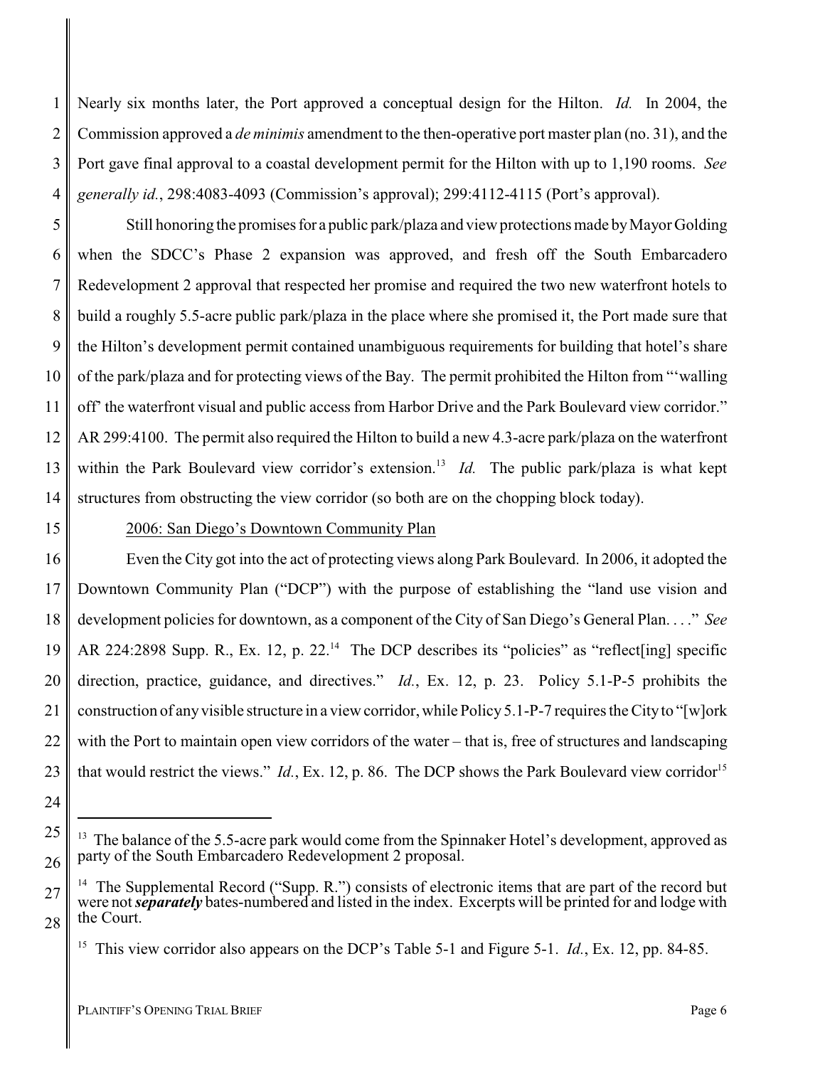Nearly six months later, the Port approved a conceptual design for the Hilton. *Id.* In 2004, the Commission approved a *de minimis* amendment to the then-operative port master plan (no. 31), and the Port gave final approval to a coastal development permit for the Hilton with up to 1,190 rooms. *See generally id.*, 298:4083-4093 (Commission's approval); 299:4112-4115 (Port's approval).

Still honoring the promises for a public park/plaza and view protections made by Mayor Golding when the SDCC's Phase 2 expansion was approved, and fresh off the South Embarcadero Redevelopment 2 approval that respected her promise and required the two new waterfront hotels to build a roughly 5.5-acre public park/plaza in the place where she promised it, the Port made sure that the Hilton's development permit contained unambiguous requirements for building that hotel's share of the park/plaza and for protecting views of the Bay. The permit prohibited the Hilton from "'walling off' the waterfront visual and public access from Harbor Drive and the Park Boulevard view corridor." AR 299:4100. The permit also required the Hilton to build a new 4.3-acre park/plaza on the waterfront within the Park Boulevard view corridor's extension.[13] *Id.* The public park/plaza is what kept structures from obstructing the view corridor (so both are on the chopping block today).

2006: San Diego's Downtown Community Plan

Even the City got into the act of protecting views along Park Boulevard. In 2006, it adopted the Downtown Community Plan ("DCP") with the purpose of establishing the "land use vision and development policies for downtown, as a component of the City of San Diego's General Plan. . . ." *See* AR 224:2898 Supp. R., Ex. 12, p. 22.[14] The DCP describes its "policies" as "reflect[ing] specific direction, practice, guidance, and directives." *Id.*, Ex. 12, p. 23. Policy 5.1-P-5 prohibits the construction of any visible structure in a view corridor, while Policy 5.1-P-7 requires the City to "[w]ork with the Port to maintain open view corridors of the water – that is, free of structures and landscaping that would restrict the views." *Id.*, Ex. 12, p. 86. The DCP shows the Park Boulevard view corridor[15]

---

[13] The balance of the 5.5-acre park would come from the Spinnaker Hotel's development, approved as party of the South Embarcadero Redevelopment 2 proposal.

[14] The Supplemental Record ("Supp. R.") consists of electronic items that are part of the record but were not ***separately*** bates-numbered and listed in the index. Excerpts will be printed for and lodge with the Court.

[15] This view corridor also appears on the DCP's Table 5-1 and Figure 5-1. *Id.*, Ex. 12, pp. 84-85.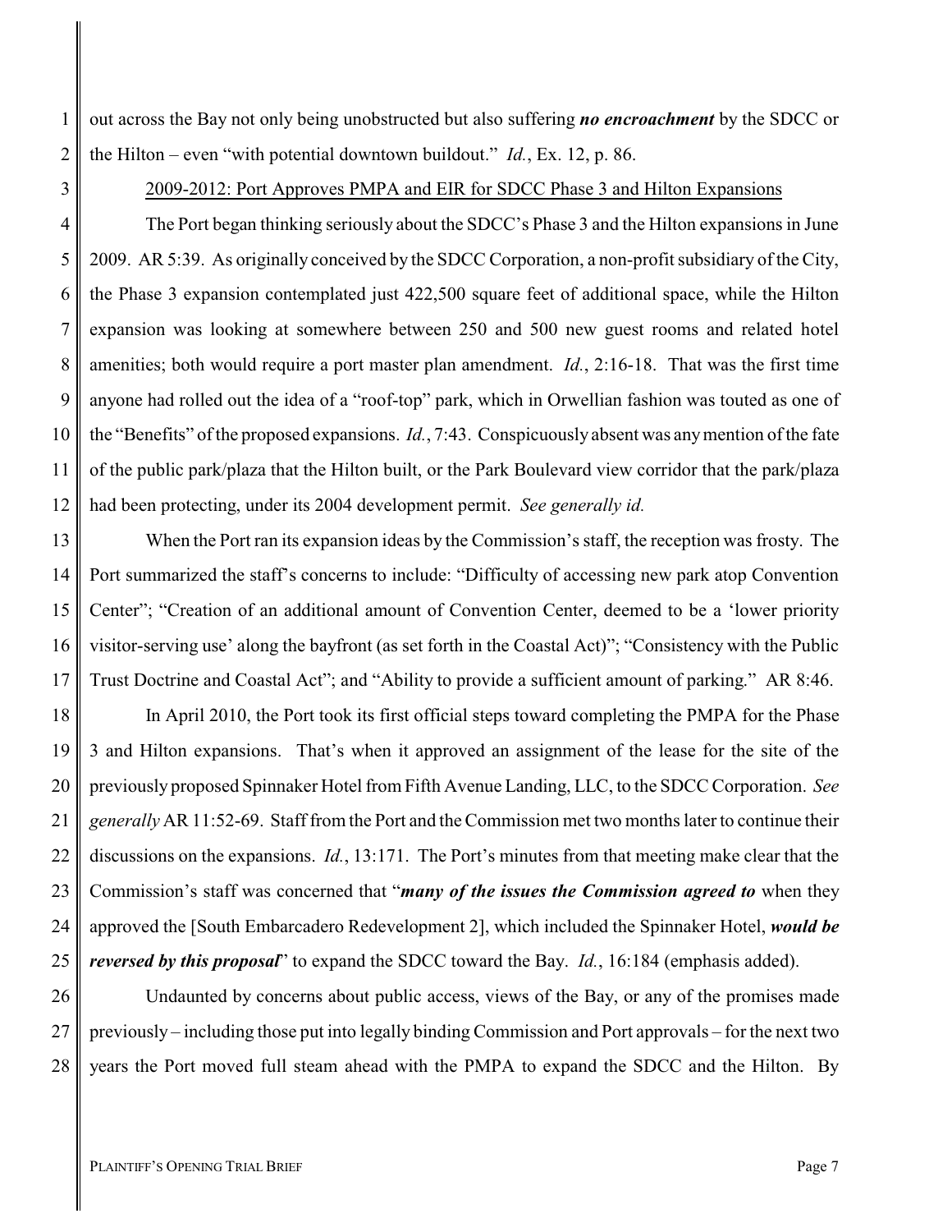out across the Bay not only being unobstructed but also suffering ***no encroachment*** by the SDCC or the Hilton – even "with potential downtown buildout." *Id.*, Ex. 12, p. 86.

2009-2012: Port Approves PMPA and EIR for SDCC Phase 3 and Hilton Expansions

The Port began thinking seriously about the SDCC's Phase 3 and the Hilton expansions in June 2009. AR 5:39. As originally conceived by the SDCC Corporation, a non-profit subsidiary of the City, the Phase 3 expansion contemplated just 422,500 square feet of additional space, while the Hilton expansion was looking at somewhere between 250 and 500 new guest rooms and related hotel amenities; both would require a port master plan amendment. *Id.*, 2:16-18. That was the first time anyone had rolled out the idea of a "roof-top" park, which in Orwellian fashion was touted as one of the "Benefits" of the proposed expansions. *Id.*, 7:43. Conspicuously absent was any mention of the fate of the public park/plaza that the Hilton built, or the Park Boulevard view corridor that the park/plaza had been protecting, under its 2004 development permit. *See generally id.*

When the Port ran its expansion ideas by the Commission's staff, the reception was frosty. The Port summarized the staff's concerns to include: "Difficulty of accessing new park atop Convention Center"; "Creation of an additional amount of Convention Center, deemed to be a 'lower priority visitor-serving use' along the bayfront (as set forth in the Coastal Act)"; "Consistency with the Public Trust Doctrine and Coastal Act"; and "Ability to provide a sufficient amount of parking." AR 8:46.

In April 2010, the Port took its first official steps toward completing the PMPA for the Phase 3 and Hilton expansions. That's when it approved an assignment of the lease for the site of the previously proposed Spinnaker Hotel from Fifth Avenue Landing, LLC, to the SDCC Corporation. *See generally* AR 11:52-69. Staff from the Port and the Commission met two months later to continue their discussions on the expansions. *Id.*, 13:171. The Port's minutes from that meeting make clear that the Commission's staff was concerned that "***many of the issues the Commission agreed to*** when they approved the [South Embarcadero Redevelopment 2], which included the Spinnaker Hotel, ***would be reversed by this proposal***" to expand the SDCC toward the Bay. *Id.*, 16:184 (emphasis added).

Undaunted by concerns about public access, views of the Bay, or any of the promises made previously – including those put into legally binding Commission and Port approvals – for the next two years the Port moved full steam ahead with the PMPA to expand the SDCC and the Hilton. By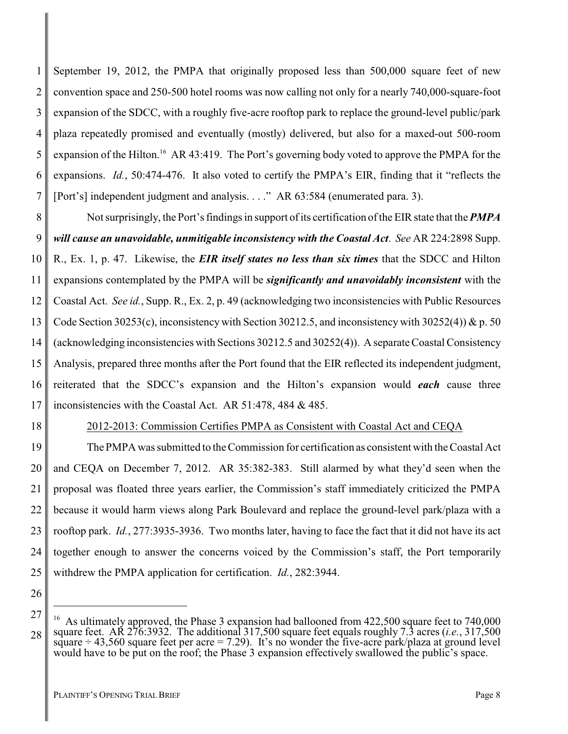September 19, 2012, the PMPA that originally proposed less than 500,000 square feet of new convention space and 250-500 hotel rooms was now calling not only for a nearly 740,000-square-foot expansion of the SDCC, with a roughly five-acre rooftop park to replace the ground-level public/park plaza repeatedly promised and eventually (mostly) delivered, but also for a maxed-out 500-room expansion of the Hilton.[16] AR 43:419. The Port's governing body voted to approve the PMPA for the expansions. *Id.*, 50:474-476. It also voted to certify the PMPA's EIR, finding that it "reflects the [Port's] independent judgment and analysis. . . ." AR 63:584 (enumerated para. 3).

Not surprisingly, the Port's findings in support of its certification of the EIR state that the ***PMPA will cause an unavoidable, unmitigable inconsistency with the Coastal Act***. *See* AR 224:2898 Supp. R., Ex. 1, p. 47. Likewise, the ***EIR itself states no less than six times*** that the SDCC and Hilton expansions contemplated by the PMPA will be ***significantly and unavoidably inconsistent*** with the Coastal Act. *See id.*, Supp. R., Ex. 2, p. 49 (acknowledging two inconsistencies with Public Resources Code Section 30253(c), inconsistency with Section 30212.5, and inconsistency with 30252(4)) & p. 50 (acknowledging inconsistencies with Sections 30212.5 and 30252(4)). A separate Coastal Consistency Analysis, prepared three months after the Port found that the EIR reflected its independent judgment, reiterated that the SDCC's expansion and the Hilton's expansion would ***each*** cause three inconsistencies with the Coastal Act. AR 51:478, 484 & 485.

<u>2012-2013: Commission Certifies PMPA as Consistent with Coastal Act and CEQA</u>

The PMPA was submitted to the Commission for certification as consistent with the Coastal Act and CEQA on December 7, 2012. AR 35:382-383. Still alarmed by what they'd seen when the proposal was floated three years earlier, the Commission's staff immediately criticized the PMPA because it would harm views along Park Boulevard and replace the ground-level park/plaza with a rooftop park. *Id.*, 277:3935-3936. Two months later, having to face the fact that it did not have its act together enough to answer the concerns voiced by the Commission's staff, the Port temporarily withdrew the PMPA application for certification. *Id.*, 282:3944.

---

[16] As ultimately approved, the Phase 3 expansion had ballooned from 422,500 square feet to 740,000 square feet. AR 276:3932. The additional 317,500 square feet equals roughly 7.3 acres (*i.e.*, 317,500 square ÷ 43,560 square feet per acre = 7.29). It's no wonder the five-acre park/plaza at ground level would have to be put on the roof; the Phase 3 expansion effectively swallowed the public's space.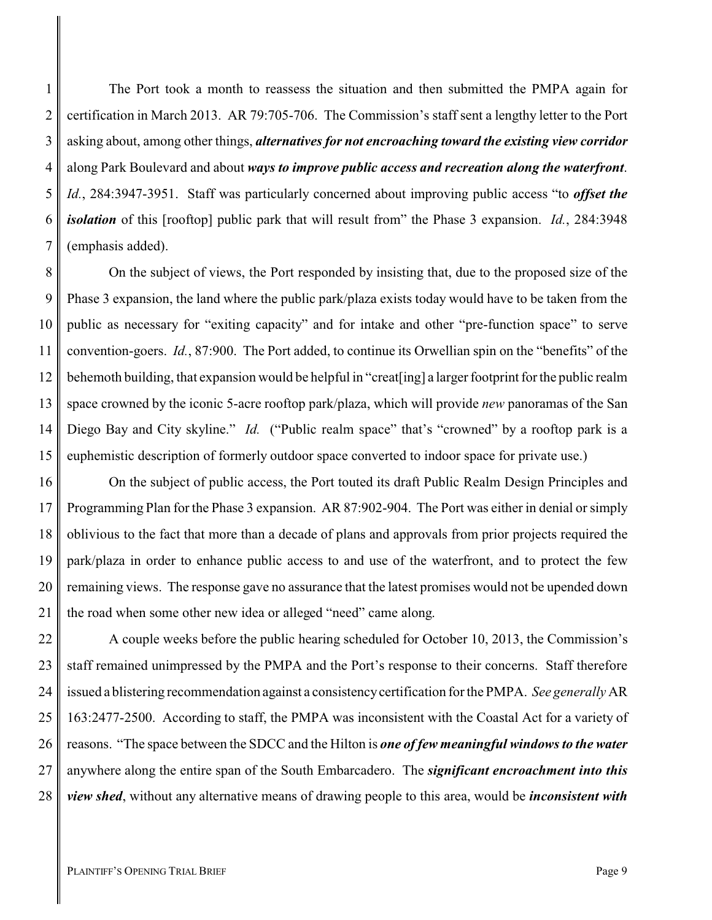The Port took a month to reassess the situation and then submitted the PMPA again for certification in March 2013. AR 79:705-706. The Commission's staff sent a lengthy letter to the Port asking about, among other things, ***alternatives for not encroaching toward the existing view corridor*** along Park Boulevard and about ***ways to improve public access and recreation along the waterfront***. *Id.*, 284:3947-3951. Staff was particularly concerned about improving public access "to ***offset the isolation*** of this [rooftop] public park that will result from" the Phase 3 expansion. *Id.*, 284:3948 (emphasis added).

On the subject of views, the Port responded by insisting that, due to the proposed size of the Phase 3 expansion, the land where the public park/plaza exists today would have to be taken from the public as necessary for "exiting capacity" and for intake and other "pre-function space" to serve convention-goers. *Id.*, 87:900. The Port added, to continue its Orwellian spin on the "benefits" of the behemoth building, that expansion would be helpful in "creat[ing] a larger footprint for the public realm space crowned by the iconic 5-acre rooftop park/plaza, which will provide *new* panoramas of the San Diego Bay and City skyline." *Id.* ("Public realm space" that's "crowned" by a rooftop park is a euphemistic description of formerly outdoor space converted to indoor space for private use.)

On the subject of public access, the Port touted its draft Public Realm Design Principles and Programming Plan for the Phase 3 expansion. AR 87:902-904. The Port was either in denial or simply oblivious to the fact that more than a decade of plans and approvals from prior projects required the park/plaza in order to enhance public access to and use of the waterfront, and to protect the few remaining views. The response gave no assurance that the latest promises would not be upended down the road when some other new idea or alleged "need" came along.

A couple weeks before the public hearing scheduled for October 10, 2013, the Commission's staff remained unimpressed by the PMPA and the Port's response to their concerns. Staff therefore issued a blistering recommendation against a consistency certification for the PMPA. *See generally* AR 163:2477-2500. According to staff, the PMPA was inconsistent with the Coastal Act for a variety of reasons. "The space between the SDCC and the Hilton is ***one of few meaningful windows to the water*** anywhere along the entire span of the South Embarcadero. The ***significant encroachment into this view shed***, without any alternative means of drawing people to this area, would be ***inconsistent with***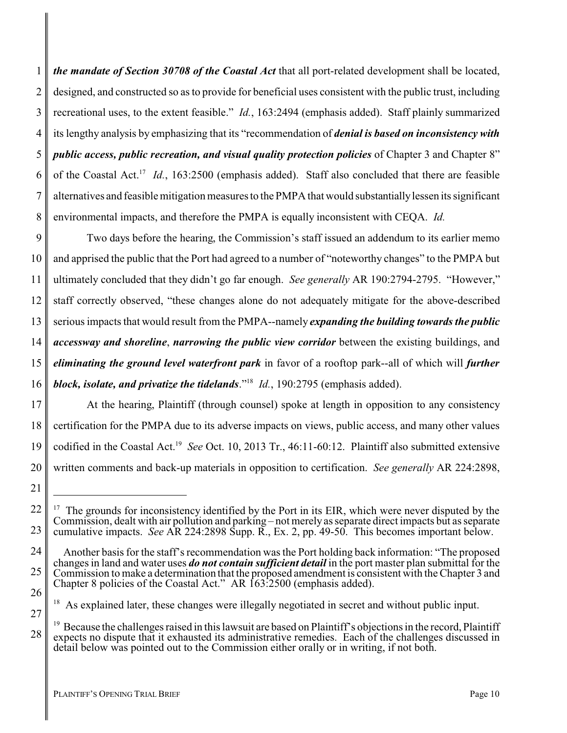*the mandate of Section 30708 of the Coastal Act* that all port-related development shall be located, designed, and constructed so as to provide for beneficial uses consistent with the public trust, including recreational uses, to the extent feasible." *Id.*, 163:2494 (emphasis added). Staff plainly summarized its lengthy analysis by emphasizing that its "recommendation of ***denial is based on inconsistency with public access, public recreation, and visual quality protection policies*** of Chapter 3 and Chapter 8" of the Coastal Act.[17] *Id.*, 163:2500 (emphasis added). Staff also concluded that there are feasible alternatives and feasible mitigation measures to the PMPA that would substantially lessen its significant environmental impacts, and therefore the PMPA is equally inconsistent with CEQA. *Id.*

Two days before the hearing, the Commission's staff issued an addendum to its earlier memo and apprised the public that the Port had agreed to a number of "noteworthy changes" to the PMPA but ultimately concluded that they didn't go far enough. *See generally* AR 190:2794-2795. "However," staff correctly observed, "these changes alone do not adequately mitigate for the above-described serious impacts that would result from the PMPA--namely ***expanding the building towards the public accessway and shoreline***, ***narrowing the public view corridor*** between the existing buildings, and ***eliminating the ground level waterfront park*** in favor of a rooftop park--all of which will ***further block, isolate, and privatize the tidelands***."[18] *Id.*, 190:2795 (emphasis added).

At the hearing, Plaintiff (through counsel) spoke at length in opposition to any consistency certification for the PMPA due to its adverse impacts on views, public access, and many other values codified in the Coastal Act.[19] *See* Oct. 10, 2013 Tr., 46:11-60:12. Plaintiff also submitted extensive written comments and back-up materials in opposition to certification. *See generally* AR 224:2898,

---

[17] The grounds for inconsistency identified by the Port in its EIR, which were never disputed by the Commission, dealt with air pollution and parking – not merely as separate direct impacts but as separate cumulative impacts. *See* AR 224:2898 Supp. R., Ex. 2, pp. 49-50. This becomes important below.

Another basis for the staff's recommendation was the Port holding back information: "The proposed changes in land and water uses ***do not contain sufficient detail*** in the port master plan submittal for the Commission to make a determination that the proposed amendment is consistent with the Chapter 3 and Chapter 8 policies of the Coastal Act." AR 163:2500 (emphasis added).

[18] As explained later, these changes were illegally negotiated in secret and without public input.

[19] Because the challenges raised in this lawsuit are based on Plaintiff's objections in the record, Plaintiff expects no dispute that it exhausted its administrative remedies. Each of the challenges discussed in detail below was pointed out to the Commission either orally or in writing, if not both.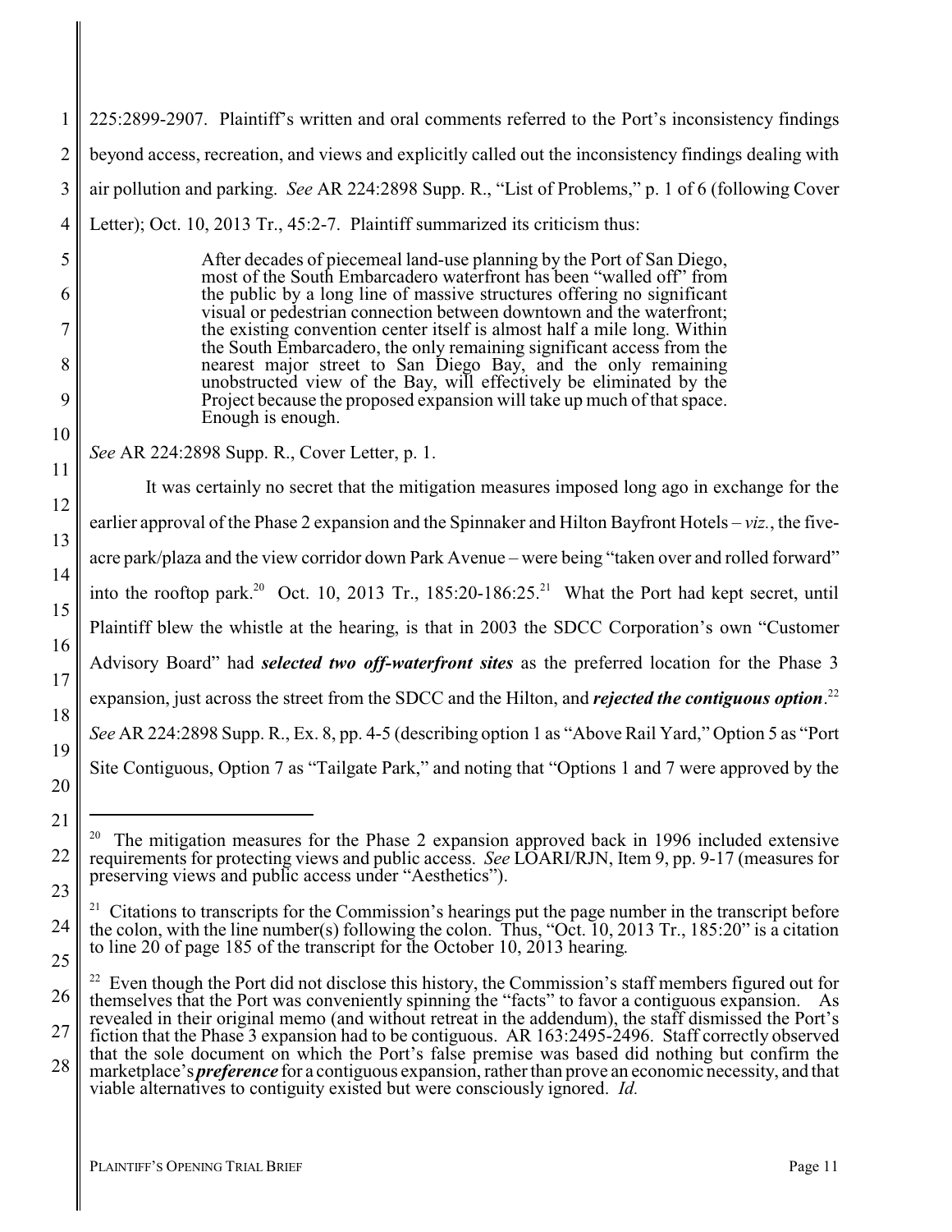225:2899-2907. Plaintiff's written and oral comments referred to the Port's inconsistency findings beyond access, recreation, and views and explicitly called out the inconsistency findings dealing with air pollution and parking. *See* AR 224:2898 Supp. R., "List of Problems," p. 1 of 6 (following Cover Letter); Oct. 10, 2013 Tr., 45:2-7. Plaintiff summarized its criticism thus:

> After decades of piecemeal land-use planning by the Port of San Diego, most of the South Embarcadero waterfront has been "walled off" from the public by a long line of massive structures offering no significant visual or pedestrian connection between downtown and the waterfront; the existing convention center itself is almost half a mile long. Within the South Embarcadero, the only remaining significant access from the nearest major street to San Diego Bay, and the only remaining unobstructed view of the Bay, will effectively be eliminated by the Project because the proposed expansion will take up much of that space. Enough is enough.

*See* AR 224:2898 Supp. R., Cover Letter, p. 1.

It was certainly no secret that the mitigation measures imposed long ago in exchange for the earlier approval of the Phase 2 expansion and the Spinnaker and Hilton Bayfront Hotels – *viz.*, the five-acre park/plaza and the view corridor down Park Avenue – were being "taken over and rolled forward" into the rooftop park.[20] Oct. 10, 2013 Tr., 185:20-186:25.[21] What the Port had kept secret, until Plaintiff blew the whistle at the hearing, is that in 2003 the SDCC Corporation's own "Customer Advisory Board" had ***selected two off-waterfront sites*** as the preferred location for the Phase 3 expansion, just across the street from the SDCC and the Hilton, and ***rejected the contiguous option***.[22] *See* AR 224:2898 Supp. R., Ex. 8, pp. 4-5 (describing option 1 as "Above Rail Yard," Option 5 as "Port Site Contiguous, Option 7 as "Tailgate Park," and noting that "Options 1 and 7 were approved by the

---

[20] The mitigation measures for the Phase 2 expansion approved back in 1996 included extensive requirements for protecting views and public access. *See* LOARI/RJN, Item 9, pp. 9-17 (measures for preserving views and public access under "Aesthetics").

[21] Citations to transcripts for the Commission's hearings put the page number in the transcript before the colon, with the line number(s) following the colon. Thus, "Oct. 10, 2013 Tr., 185:20" is a citation to line 20 of page 185 of the transcript for the October 10, 2013 hearing.

[22] Even though the Port did not disclose this history, the Commission's staff members figured out for themselves that the Port was conveniently spinning the "facts" to favor a contiguous expansion. As revealed in their original memo (and without retreat in the addendum), the staff dismissed the Port's fiction that the Phase 3 expansion had to be contiguous. AR 163:2495-2496. Staff correctly observed that the sole document on which the Port's false premise was based did nothing but confirm the marketplace's ***preference*** for a contiguous expansion, rather than prove an economic necessity, and that viable alternatives to contiguity existed but were consciously ignored. *Id.*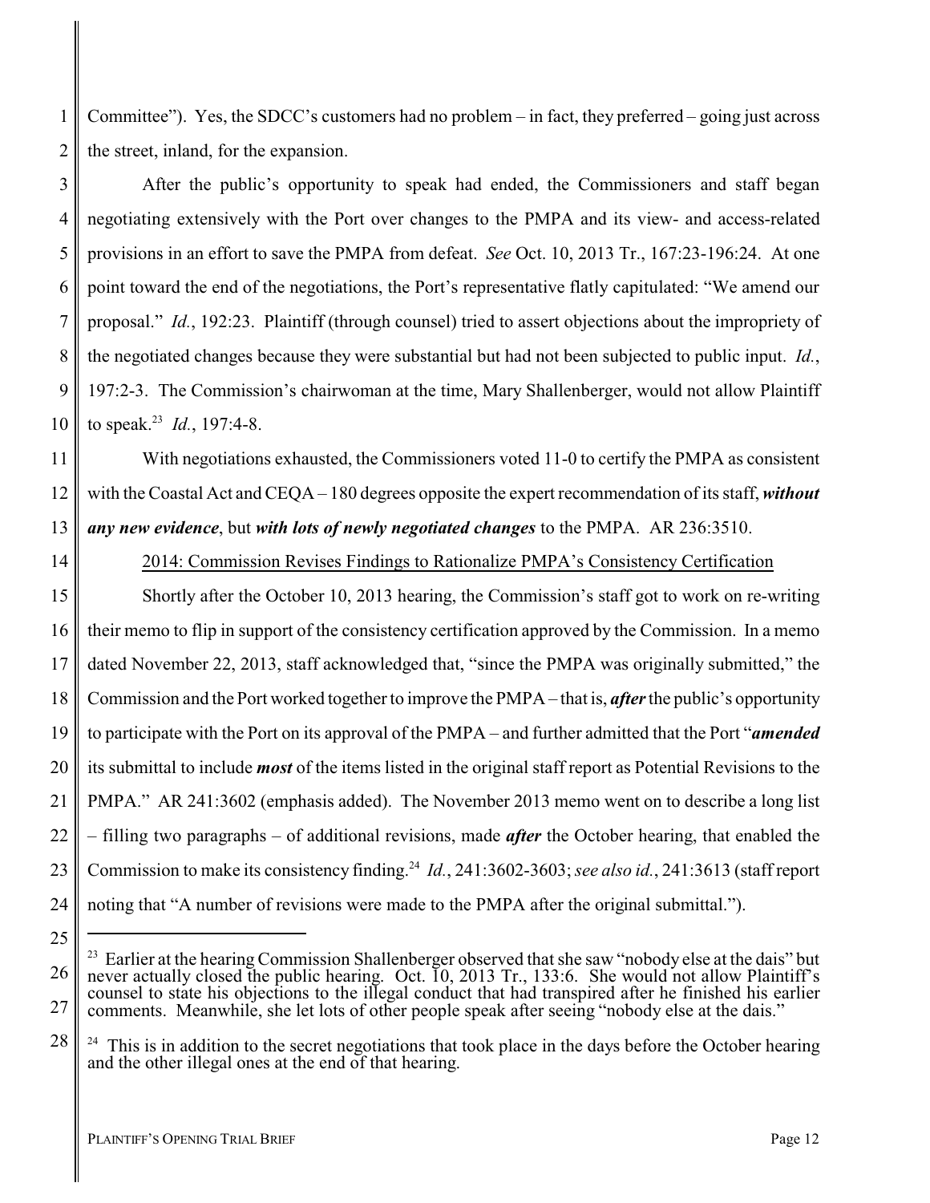Committee"). Yes, the SDCC's customers had no problem – in fact, they preferred – going just across the street, inland, for the expansion.

After the public's opportunity to speak had ended, the Commissioners and staff began negotiating extensively with the Port over changes to the PMPA and its view- and access-related provisions in an effort to save the PMPA from defeat. *See* Oct. 10, 2013 Tr., 167:23-196:24. At one point toward the end of the negotiations, the Port's representative flatly capitulated: "We amend our proposal." *Id.*, 192:23. Plaintiff (through counsel) tried to assert objections about the impropriety of the negotiated changes because they were substantial but had not been subjected to public input. *Id.*, 197:2-3. The Commission's chairwoman at the time, Mary Shallenberger, would not allow Plaintiff to speak.[23] *Id.*, 197:4-8.

With negotiations exhausted, the Commissioners voted 11-0 to certify the PMPA as consistent with the Coastal Act and CEQA – 180 degrees opposite the expert recommendation of its staff, ***without any new evidence***, but ***with lots of newly negotiated changes*** to the PMPA. AR 236:3510.

<u>2014: Commission Revises Findings to Rationalize PMPA's Consistency Certification</u>

Shortly after the October 10, 2013 hearing, the Commission's staff got to work on re-writing their memo to flip in support of the consistency certification approved by the Commission. In a memo dated November 22, 2013, staff acknowledged that, "since the PMPA was originally submitted," the Commission and the Port worked together to improve the PMPA – that is, ***after*** the public's opportunity to participate with the Port on its approval of the PMPA – and further admitted that the Port "***amended*** its submittal to include ***most*** of the items listed in the original staff report as Potential Revisions to the PMPA." AR 241:3602 (emphasis added). The November 2013 memo went on to describe a long list – filling two paragraphs – of additional revisions, made ***after*** the October hearing, that enabled the Commission to make its consistency finding.[24] *Id.*, 241:3602-3603; *see also id.*, 241:3613 (staff report noting that "A number of revisions were made to the PMPA after the original submittal.").

---

[23] Earlier at the hearing Commission Shallenberger observed that she saw "nobody else at the dais" but never actually closed the public hearing. Oct. 10, 2013 Tr., 133:6. She would not allow Plaintiff's counsel to state his objections to the illegal conduct that had transpired after he finished his earlier comments. Meanwhile, she let lots of other people speak after seeing "nobody else at the dais."

[24] This is in addition to the secret negotiations that took place in the days before the October hearing and the other illegal ones at the end of that hearing.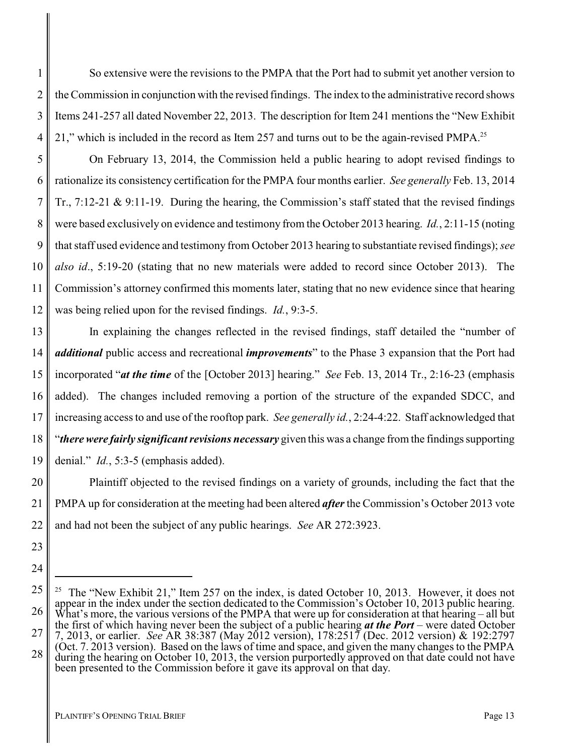So extensive were the revisions to the PMPA that the Port had to submit yet another version to the Commission in conjunction with the revised findings. The index to the administrative record shows Items 241-257 all dated November 22, 2013. The description for Item 241 mentions the "New Exhibit 21," which is included in the record as Item 257 and turns out to be the again-revised PMPA.[25]

On February 13, 2014, the Commission held a public hearing to adopt revised findings to rationalize its consistency certification for the PMPA four months earlier. *See generally* Feb. 13, 2014 Tr., 7:12-21 & 9:11-19. During the hearing, the Commission's staff stated that the revised findings were based exclusively on evidence and testimony from the October 2013 hearing. *Id.*, 2:11-15 (noting that staff used evidence and testimony from October 2013 hearing to substantiate revised findings); *see also id*., 5:19-20 (stating that no new materials were added to record since October 2013). The Commission's attorney confirmed this moments later, stating that no new evidence since that hearing was being relied upon for the revised findings. *Id.*, 9:3-5.

In explaining the changes reflected in the revised findings, staff detailed the "number of ***additional*** public access and recreational ***improvements***" to the Phase 3 expansion that the Port had incorporated "***at the time*** of the [October 2013] hearing." *See* Feb. 13, 2014 Tr., 2:16-23 (emphasis added). The changes included removing a portion of the structure of the expanded SDCC, and increasing access to and use of the rooftop park. *See generally id.*, 2:24-4:22. Staff acknowledged that "***there were fairly significant revisions necessary*** given this was a change from the findings supporting denial." *Id.*, 5:3-5 (emphasis added).

Plaintiff objected to the revised findings on a variety of grounds, including the fact that the PMPA up for consideration at the meeting had been altered ***after*** the Commission's October 2013 vote and had not been the subject of any public hearings. *See* AR 272:3923.

---

[25] The "New Exhibit 21," Item 257 on the index, is dated October 10, 2013. However, it does not appear in the index under the section dedicated to the Commission's October 10, 2013 public hearing. What's more, the various versions of the PMPA that were up for consideration at that hearing – all but the first of which having never been the subject of a public hearing ***at the Port*** – were dated October 7, 2013, or earlier. *See* AR 38:387 (May 2012 version), 178:2517 (Dec. 2012 version) & 192:2797 (Oct. 7. 2013 version). Based on the laws of time and space, and given the many changes to the PMPA during the hearing on October 10, 2013, the version purportedly approved on that date could not have been presented to the Commission before it gave its approval on that day.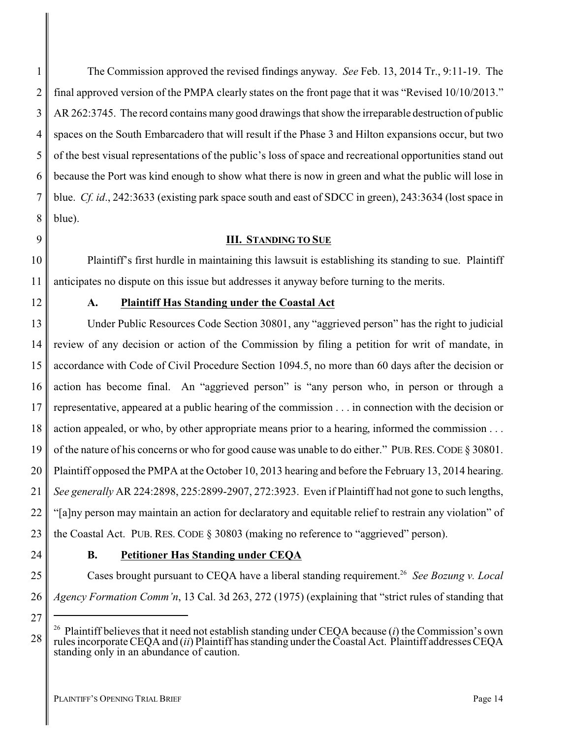The Commission approved the revised findings anyway. *See* Feb. 13, 2014 Tr., 9:11-19. The final approved version of the PMPA clearly states on the front page that it was "Revised 10/10/2013." AR 262:3745. The record contains many good drawings that show the irreparable destruction of public spaces on the South Embarcadero that will result if the Phase 3 and Hilton expansions occur, but two of the best visual representations of the public's loss of space and recreational opportunities stand out because the Port was kind enough to show what there is now in green and what the public will lose in blue. *Cf. id*., 242:3633 (existing park space south and east of SDCC in green), 243:3634 (lost space in blue).

## III. STANDING TO SUE

Plaintiff's first hurdle in maintaining this lawsuit is establishing its standing to sue. Plaintiff anticipates no dispute on this issue but addresses it anyway before turning to the merits.

### A. Plaintiff Has Standing under the Coastal Act

Under Public Resources Code Section 30801, any "aggrieved person" has the right to judicial review of any decision or action of the Commission by filing a petition for writ of mandate, in accordance with Code of Civil Procedure Section 1094.5, no more than 60 days after the decision or action has become final. An "aggrieved person" is "any person who, in person or through a representative, appeared at a public hearing of the commission . . . in connection with the decision or action appealed, or who, by other appropriate means prior to a hearing, informed the commission . . . of the nature of his concerns or who for good cause was unable to do either." PUB. RES. CODE § 30801. Plaintiff opposed the PMPA at the October 10, 2013 hearing and before the February 13, 2014 hearing. *See generally* AR 224:2898, 225:2899-2907, 272:3923. Even if Plaintiff had not gone to such lengths, "[a]ny person may maintain an action for declaratory and equitable relief to restrain any violation" of the Coastal Act. PUB. RES. CODE § 30803 (making no reference to "aggrieved" person).

### B. Petitioner Has Standing under CEQA

Cases brought pursuant to CEQA have a liberal standing requirement.[26] *See Bozung v. Local Agency Formation Comm'n*, 13 Cal. 3d 263, 272 (1975) (explaining that "strict rules of standing that

---

[26] Plaintiff believes that it need not establish standing under CEQA because (*i*) the Commission's own rules incorporate CEQA and (*ii*) Plaintiff has standing under the Coastal Act. Plaintiff addresses CEQA standing only in an abundance of caution.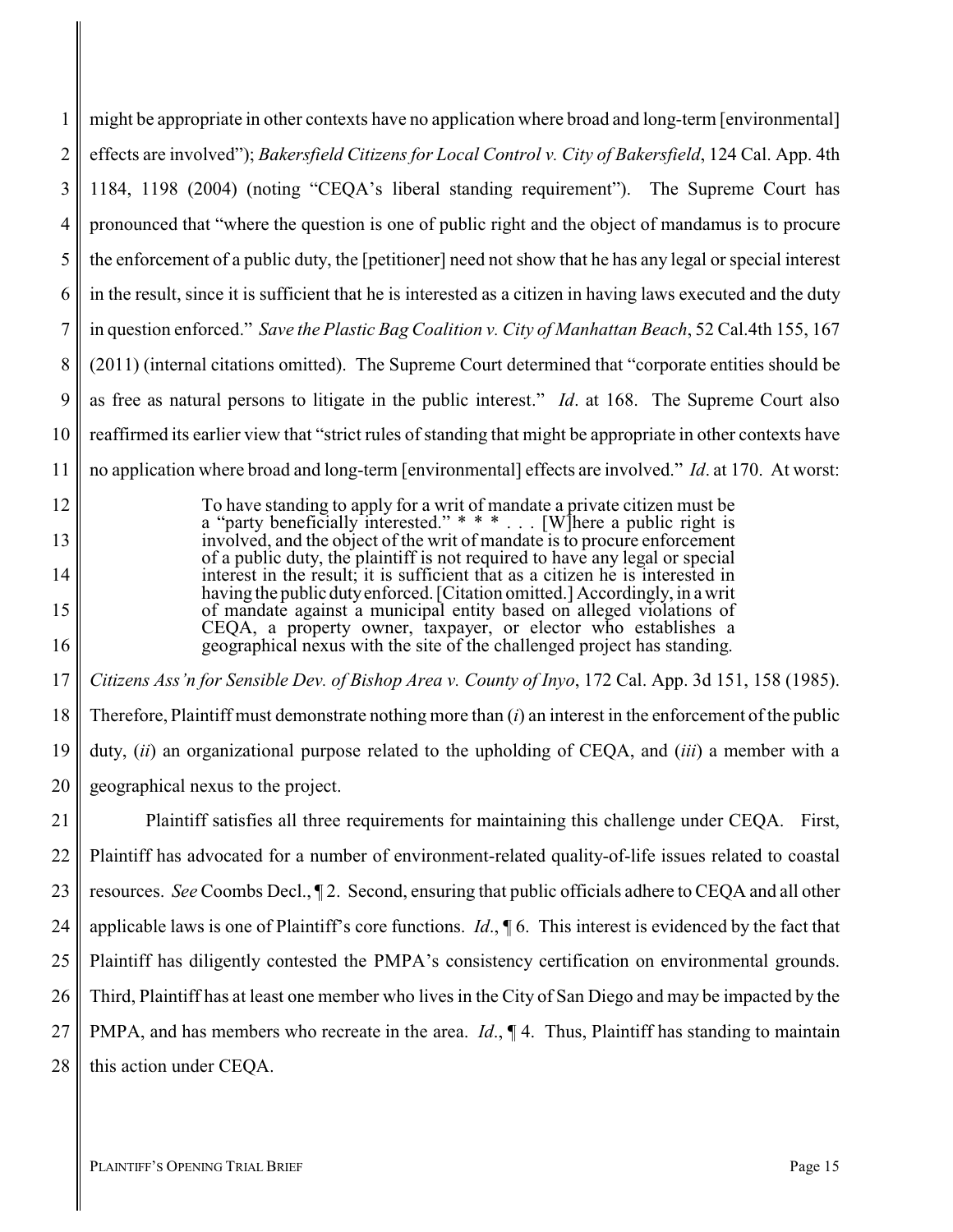might be appropriate in other contexts have no application where broad and long-term [environmental] effects are involved"); *Bakersfield Citizens for Local Control v. City of Bakersfield*, 124 Cal. App. 4th 1184, 1198 (2004) (noting "CEQA's liberal standing requirement"). The Supreme Court has pronounced that "where the question is one of public right and the object of mandamus is to procure the enforcement of a public duty, the [petitioner] need not show that he has any legal or special interest in the result, since it is sufficient that he is interested as a citizen in having laws executed and the duty in question enforced." *Save the Plastic Bag Coalition v. City of Manhattan Beach*, 52 Cal.4th 155, 167 (2011) (internal citations omitted). The Supreme Court determined that "corporate entities should be as free as natural persons to litigate in the public interest." *Id*. at 168. The Supreme Court also reaffirmed its earlier view that "strict rules of standing that might be appropriate in other contexts have no application where broad and long-term [environmental] effects are involved." *Id*. at 170. At worst:

> To have standing to apply for a writ of mandate a private citizen must be a "party beneficially interested." * * * . . . [W]here a public right is involved, and the object of the writ of mandate is to procure enforcement of a public duty, the plaintiff is not required to have any legal or special interest in the result; it is sufficient that as a citizen he is interested in having the public duty enforced. [Citation omitted.] Accordingly, in a writ of mandate against a municipal entity based on alleged violations of CEQA, a property owner, taxpayer, or elector who establishes a geographical nexus with the site of the challenged project has standing.

*Citizens Ass'n for Sensible Dev. of Bishop Area v. County of Inyo*, 172 Cal. App. 3d 151, 158 (1985). Therefore, Plaintiff must demonstrate nothing more than (*i*) an interest in the enforcement of the public duty, (*ii*) an organizational purpose related to the upholding of CEQA, and (*iii*) a member with a geographical nexus to the project.

Plaintiff satisfies all three requirements for maintaining this challenge under CEQA. First, Plaintiff has advocated for a number of environment-related quality-of-life issues related to coastal resources. *See* Coombs Decl., ¶ 2. Second, ensuring that public officials adhere to CEQA and all other applicable laws is one of Plaintiff's core functions. *Id*., ¶ 6. This interest is evidenced by the fact that Plaintiff has diligently contested the PMPA's consistency certification on environmental grounds. Third, Plaintiff has at least one member who lives in the City of San Diego and may be impacted by the PMPA, and has members who recreate in the area. *Id*., ¶ 4. Thus, Plaintiff has standing to maintain this action under CEQA.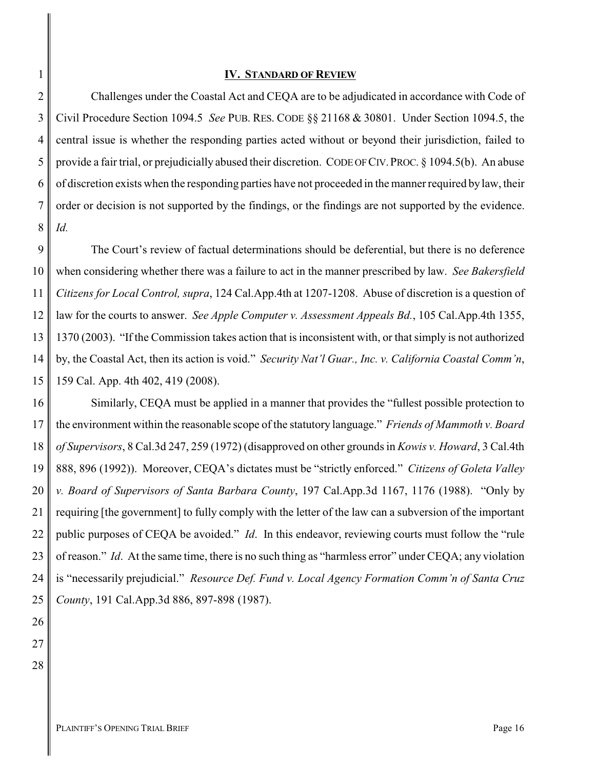## IV. STANDARD OF REVIEW

Challenges under the Coastal Act and CEQA are to be adjudicated in accordance with Code of Civil Procedure Section 1094.5 *See* PUB. RES. CODE §§ 21168 & 30801. Under Section 1094.5, the central issue is whether the responding parties acted without or beyond their jurisdiction, failed to provide a fair trial, or prejudicially abused their discretion. CODE OF CIV. PROC. § 1094.5(b). An abuse of discretion exists when the responding parties have not proceeded in the manner required by law, their order or decision is not supported by the findings, or the findings are not supported by the evidence. *Id.*

The Court's review of factual determinations should be deferential, but there is no deference when considering whether there was a failure to act in the manner prescribed by law. *See Bakersfield Citizens for Local Control, supra*, 124 Cal.App.4th at 1207-1208. Abuse of discretion is a question of law for the courts to answer. *See Apple Computer v. Assessment Appeals Bd.*, 105 Cal.App.4th 1355, 1370 (2003). "If the Commission takes action that is inconsistent with, or that simply is not authorized by, the Coastal Act, then its action is void." *Security Nat'l Guar., Inc. v. California Coastal Comm'n*, 159 Cal. App. 4th 402, 419 (2008).

Similarly, CEQA must be applied in a manner that provides the "fullest possible protection to the environment within the reasonable scope of the statutory language." *Friends of Mammoth v. Board of Supervisors*, 8 Cal.3d 247, 259 (1972) (disapproved on other grounds in *Kowis v. Howard*, 3 Cal.4th 888, 896 (1992)). Moreover, CEQA's dictates must be "strictly enforced." *Citizens of Goleta Valley v. Board of Supervisors of Santa Barbara County*, 197 Cal.App.3d 1167, 1176 (1988). "Only by requiring [the government] to fully comply with the letter of the law can a subversion of the important public purposes of CEQA be avoided." *Id*. In this endeavor, reviewing courts must follow the "rule of reason." *Id*. At the same time, there is no such thing as "harmless error" under CEQA; any violation is "necessarily prejudicial." *Resource Def. Fund v. Local Agency Formation Comm'n of Santa Cruz County*, 191 Cal.App.3d 886, 897-898 (1987).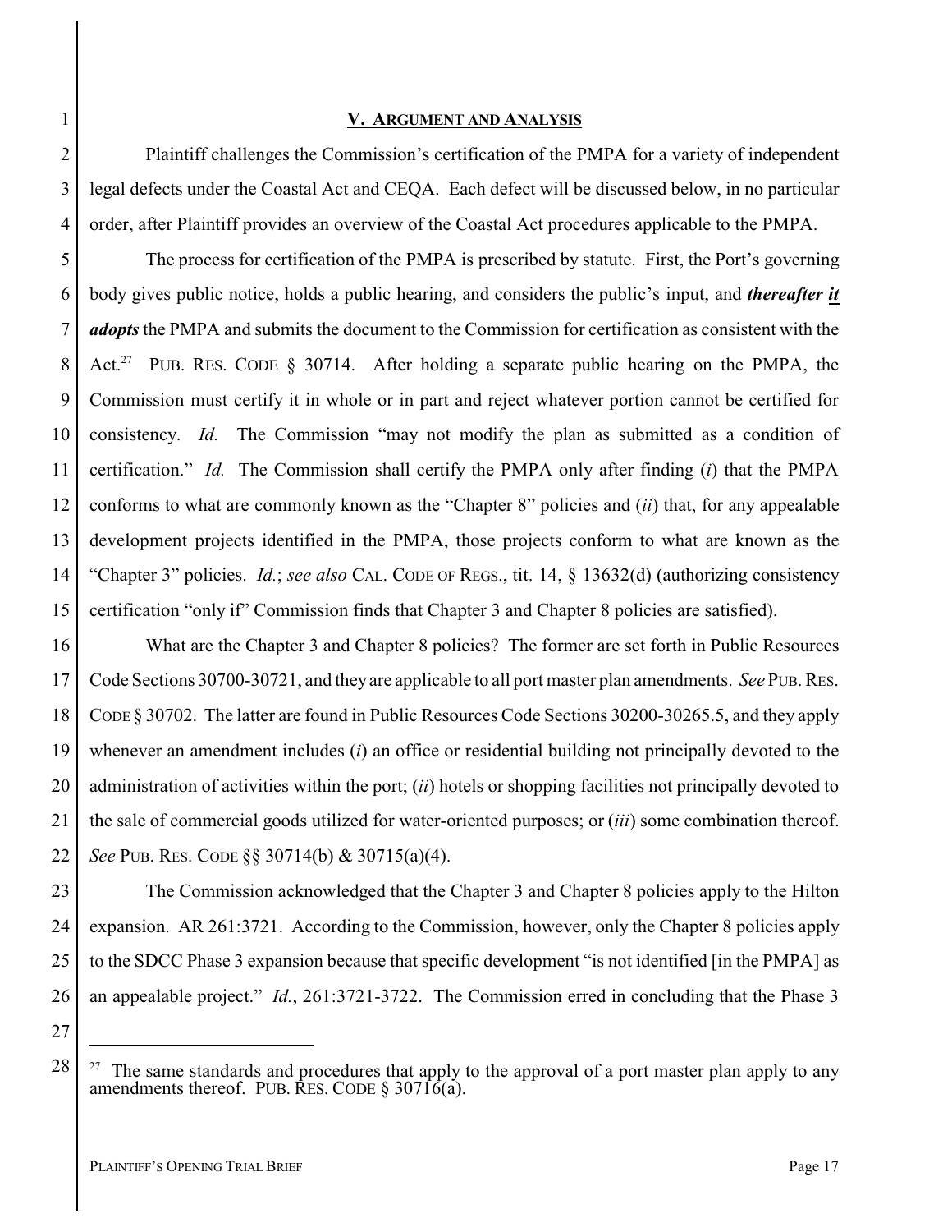## V. Argument and Analysis

Plaintiff challenges the Commission's certification of the PMPA for a variety of independent legal defects under the Coastal Act and CEQA. Each defect will be discussed below, in no particular order, after Plaintiff provides an overview of the Coastal Act procedures applicable to the PMPA.

The process for certification of the PMPA is prescribed by statute. First, the Port's governing body gives public notice, holds a public hearing, and considers the public's input, and ***thereafter it adopts*** the PMPA and submits the document to the Commission for certification as consistent with the Act.[27] PUB. RES. CODE § 30714. After holding a separate public hearing on the PMPA, the Commission must certify it in whole or in part and reject whatever portion cannot be certified for consistency. *Id.* The Commission "may not modify the plan as submitted as a condition of certification." *Id.* The Commission shall certify the PMPA only after finding (*i*) that the PMPA conforms to what are commonly known as the "Chapter 8" policies and (*ii*) that, for any appealable development projects identified in the PMPA, those projects conform to what are known as the "Chapter 3" policies. *Id.*; *see also* CAL. CODE OF REGS., tit. 14, § 13632(d) (authorizing consistency certification "only if" Commission finds that Chapter 3 and Chapter 8 policies are satisfied).

What are the Chapter 3 and Chapter 8 policies? The former are set forth in Public Resources Code Sections 30700-30721, and they are applicable to all port master plan amendments. *See* PUB. RES. CODE § 30702. The latter are found in Public Resources Code Sections 30200-30265.5, and they apply whenever an amendment includes (*i*) an office or residential building not principally devoted to the administration of activities within the port; (*ii*) hotels or shopping facilities not principally devoted to the sale of commercial goods utilized for water-oriented purposes; or (*iii*) some combination thereof. *See* PUB. RES. CODE §§ 30714(b) & 30715(a)(4).

The Commission acknowledged that the Chapter 3 and Chapter 8 policies apply to the Hilton expansion. AR 261:3721. According to the Commission, however, only the Chapter 8 policies apply to the SDCC Phase 3 expansion because that specific development "is not identified [in the PMPA] as an appealable project." *Id.*, 261:3721-3722. The Commission erred in concluding that the Phase 3

---

[27] The same standards and procedures that apply to the approval of a port master plan apply to any amendments thereof. PUB. RES. CODE § 30716(a).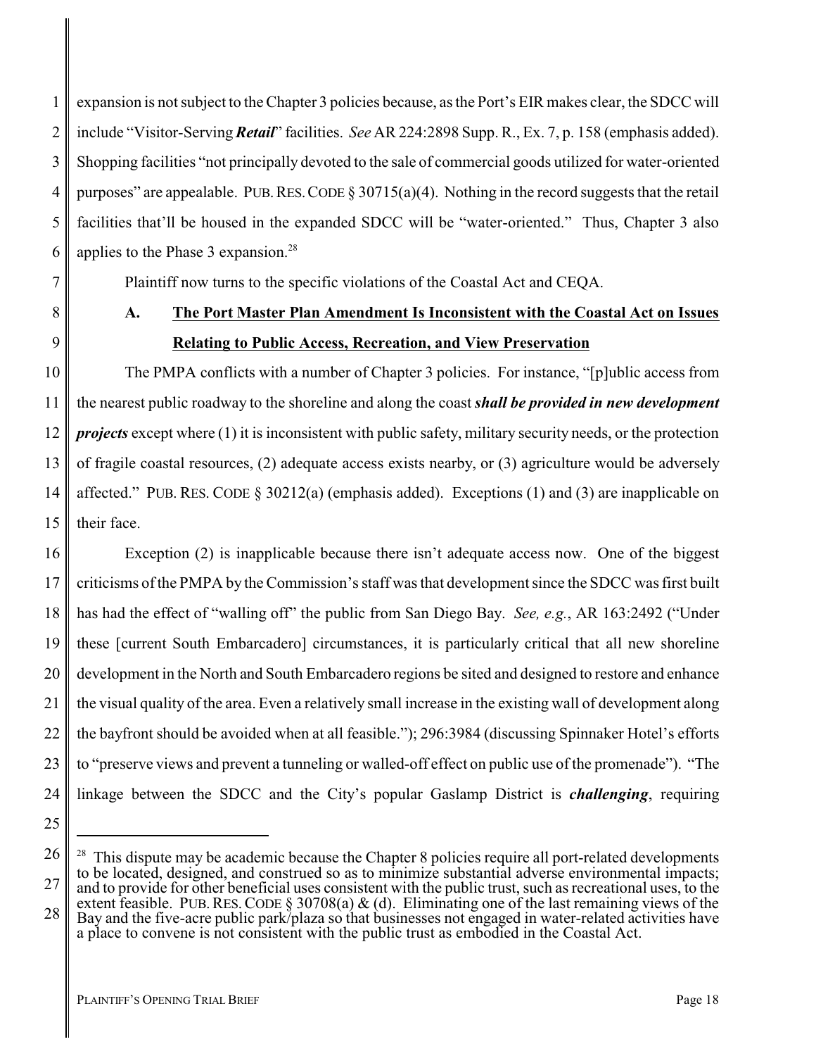expansion is not subject to the Chapter 3 policies because, as the Port's EIR makes clear, the SDCC will include "Visitor-Serving ***Retail***" facilities. *See* AR 224:2898 Supp. R., Ex. 7, p. 158 (emphasis added). Shopping facilities "not principally devoted to the sale of commercial goods utilized for water-oriented purposes" are appealable. PUB. RES. CODE § 30715(a)(4). Nothing in the record suggests that the retail facilities that'll be housed in the expanded SDCC will be "water-oriented." Thus, Chapter 3 also applies to the Phase 3 expansion.[28]

Plaintiff now turns to the specific violations of the Coastal Act and CEQA.

## A. The Port Master Plan Amendment Is Inconsistent with the Coastal Act on Issues Relating to Public Access, Recreation, and View Preservation

The PMPA conflicts with a number of Chapter 3 policies. For instance, "[p]ublic access from the nearest public roadway to the shoreline and along the coast ***shall be provided in new development projects*** except where (1) it is inconsistent with public safety, military security needs, or the protection of fragile coastal resources, (2) adequate access exists nearby, or (3) agriculture would be adversely affected." PUB. RES. CODE § 30212(a) (emphasis added). Exceptions (1) and (3) are inapplicable on their face.

Exception (2) is inapplicable because there isn't adequate access now. One of the biggest criticisms of the PMPA by the Commission's staff was that development since the SDCC was first built has had the effect of "walling off" the public from San Diego Bay. *See, e.g.*, AR 163:2492 ("Under these [current South Embarcadero] circumstances, it is particularly critical that all new shoreline development in the North and South Embarcadero regions be sited and designed to restore and enhance the visual quality of the area. Even a relatively small increase in the existing wall of development along the bayfront should be avoided when at all feasible."); 296:3984 (discussing Spinnaker Hotel's efforts to "preserve views and prevent a tunneling or walled-off effect on public use of the promenade"). "The linkage between the SDCC and the City's popular Gaslamp District is ***challenging***, requiring

---

[28] This dispute may be academic because the Chapter 8 policies require all port-related developments to be located, designed, and construed so as to minimize substantial adverse environmental impacts; and to provide for other beneficial uses consistent with the public trust, such as recreational uses, to the extent feasible. PUB. RES. CODE § 30708(a) & (d). Eliminating one of the last remaining views of the Bay and the five-acre public park/plaza so that businesses not engaged in water-related activities have a place to convene is not consistent with the public trust as embodied in the Coastal Act.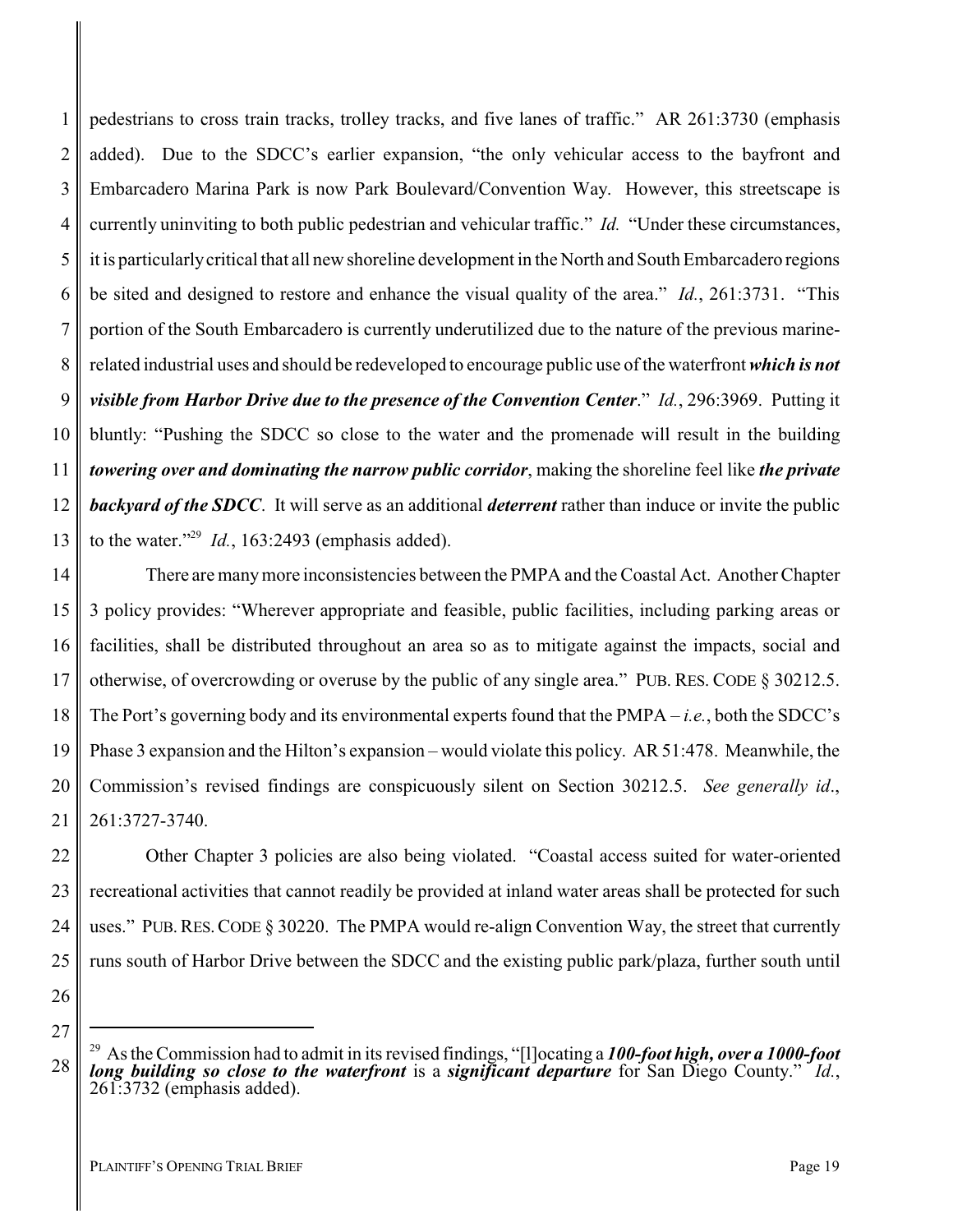pedestrians to cross train tracks, trolley tracks, and five lanes of traffic." AR 261:3730 (emphasis added). Due to the SDCC's earlier expansion, "the only vehicular access to the bayfront and Embarcadero Marina Park is now Park Boulevard/Convention Way. However, this streetscape is currently uninviting to both public pedestrian and vehicular traffic." *Id.* "Under these circumstances, it is particularly critical that all new shoreline development in the North and South Embarcadero regions be sited and designed to restore and enhance the visual quality of the area." *Id.*, 261:3731. "This portion of the South Embarcadero is currently underutilized due to the nature of the previous marine-related industrial uses and should be redeveloped to encourage public use of the waterfront ***which is not visible from Harbor Drive due to the presence of the Convention Center***." *Id.*, 296:3969. Putting it bluntly: "Pushing the SDCC so close to the water and the promenade will result in the building ***towering over and dominating the narrow public corridor***, making the shoreline feel like ***the private backyard of the SDCC***. It will serve as an additional ***deterrent*** rather than induce or invite the public to the water."[29] *Id.*, 163:2493 (emphasis added).

There are many more inconsistencies between the PMPA and the Coastal Act. Another Chapter 3 policy provides: "Wherever appropriate and feasible, public facilities, including parking areas or facilities, shall be distributed throughout an area so as to mitigate against the impacts, social and otherwise, of overcrowding or overuse by the public of any single area." PUB. RES. CODE § 30212.5. The Port's governing body and its environmental experts found that the PMPA – *i.e.*, both the SDCC's Phase 3 expansion and the Hilton's expansion – would violate this policy. AR 51:478. Meanwhile, the Commission's revised findings are conspicuously silent on Section 30212.5. *See generally id*., 261:3727-3740.

Other Chapter 3 policies are also being violated. "Coastal access suited for water-oriented recreational activities that cannot readily be provided at inland water areas shall be protected for such uses." PUB. RES. CODE § 30220. The PMPA would re-align Convention Way, the street that currently runs south of Harbor Drive between the SDCC and the existing public park/plaza, further south until

---

[29] As the Commission had to admit in its revised findings, "[l]ocating a ***100-foot high, over a 1000-foot long building so close to the waterfront*** is a ***significant departure*** for San Diego County." *Id.*, 261:3732 (emphasis added).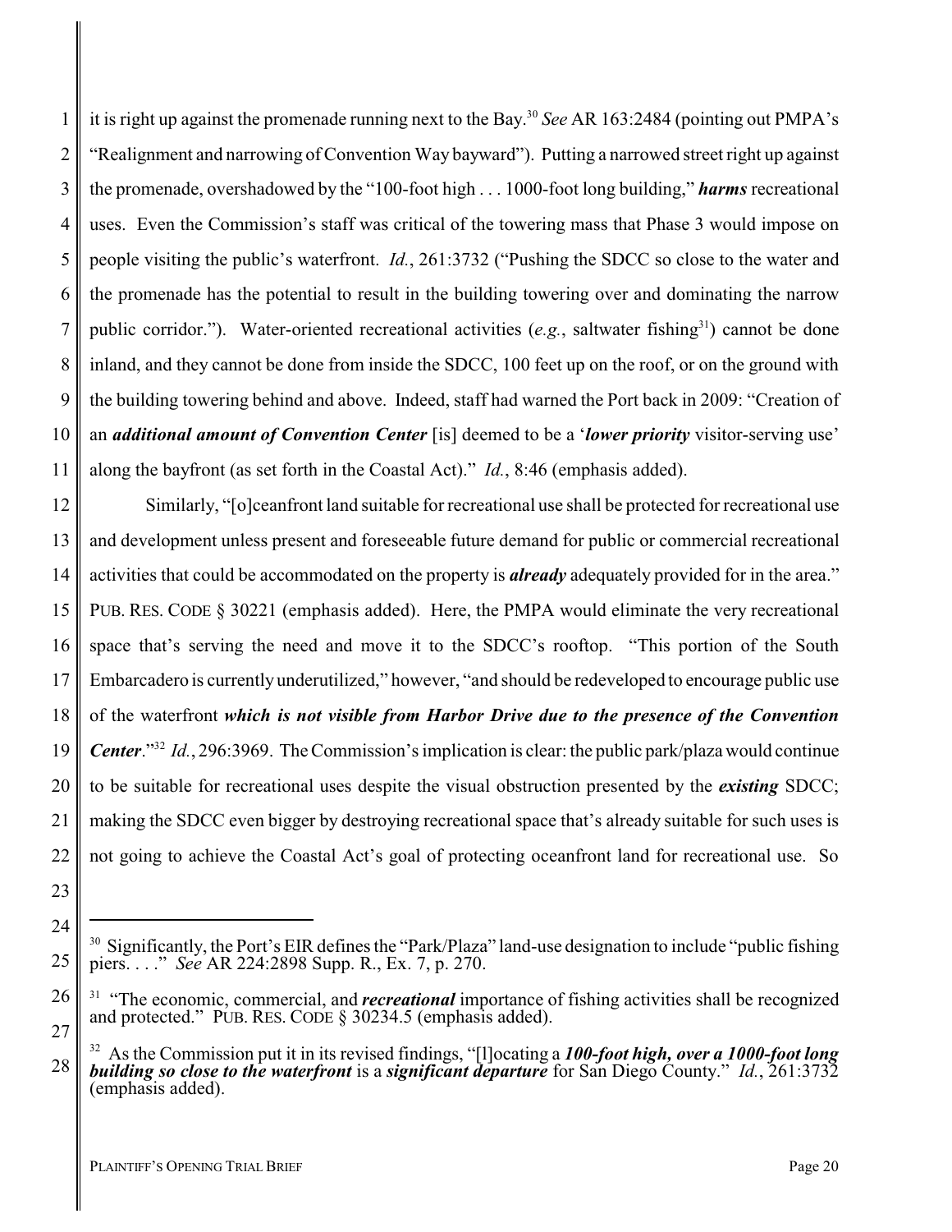it is right up against the promenade running next to the Bay.[30] *See* AR 163:2484 (pointing out PMPA's "Realignment and narrowing of Convention Way bayward"). Putting a narrowed street right up against the promenade, overshadowed by the "100-foot high . . . 1000-foot long building," ***harms*** recreational uses. Even the Commission's staff was critical of the towering mass that Phase 3 would impose on people visiting the public's waterfront. *Id.*, 261:3732 ("Pushing the SDCC so close to the water and the promenade has the potential to result in the building towering over and dominating the narrow public corridor."). Water-oriented recreational activities (*e.g.*, saltwater fishing[31]) cannot be done inland, and they cannot be done from inside the SDCC, 100 feet up on the roof, or on the ground with the building towering behind and above. Indeed, staff had warned the Port back in 2009: "Creation of an ***additional amount of Convention Center*** [is] deemed to be a '***lower priority*** visitor-serving use' along the bayfront (as set forth in the Coastal Act)." *Id.*, 8:46 (emphasis added).

Similarly, "[o]ceanfront land suitable for recreational use shall be protected for recreational use and development unless present and foreseeable future demand for public or commercial recreational activities that could be accommodated on the property is ***already*** adequately provided for in the area." PUB. RES. CODE § 30221 (emphasis added). Here, the PMPA would eliminate the very recreational space that's serving the need and move it to the SDCC's rooftop. "This portion of the South Embarcadero is currently underutilized," however, "and should be redeveloped to encourage public use of the waterfront ***which is not visible from Harbor Drive due to the presence of the Convention Center***."[32] *Id.*, 296:3969. The Commission's implication is clear: the public park/plaza would continue to be suitable for recreational uses despite the visual obstruction presented by the ***existing*** SDCC; making the SDCC even bigger by destroying recreational space that's already suitable for such uses is not going to achieve the Coastal Act's goal of protecting oceanfront land for recreational use. So

---

[30] Significantly, the Port's EIR defines the "Park/Plaza" land-use designation to include "public fishing piers. . . ." *See* AR 224:2898 Supp. R., Ex. 7, p. 270.

[31] "The economic, commercial, and ***recreational*** importance of fishing activities shall be recognized and protected." PUB. RES. CODE § 30234.5 (emphasis added).

[32] As the Commission put it in its revised findings, "[l]ocating a ***100-foot high, over a 1000-foot long building so close to the waterfront*** is a ***significant departure*** for San Diego County." *Id.*, 261:3732 (emphasis added).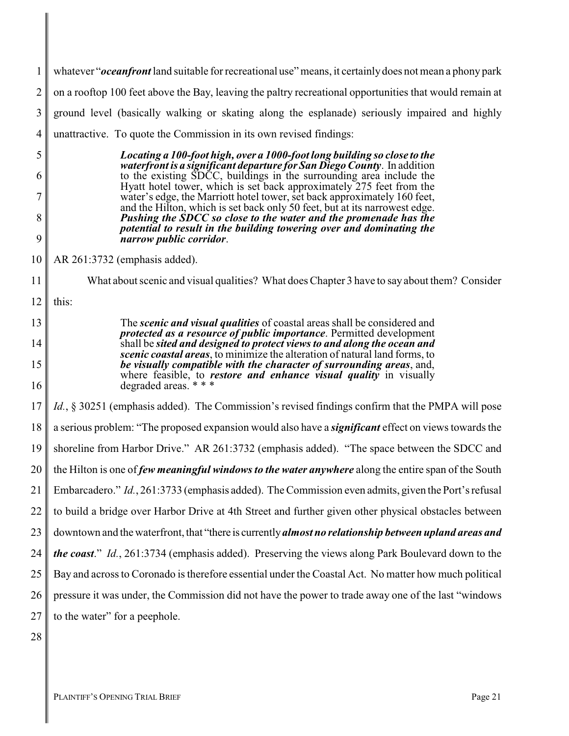whatever "*oceanfront* land suitable for recreational use" means, it certainly does not mean a phony park on a rooftop 100 feet above the Bay, leaving the paltry recreational opportunities that would remain at ground level (basically walking or skating along the esplanade) seriously impaired and highly unattractive. To quote the Commission in its own revised findings:

> ***Locating a 100-foot high, over a 1000-foot long building so close to the waterfront is a significant departure for San Diego County*.** In addition to the existing SDCC, buildings in the surrounding area include the Hyatt hotel tower, which is set back approximately 275 feet from the water's edge, the Marriott hotel tower, set back approximately 160 feet, and the Hilton, which is set back only 50 feet, but at its narrowest edge. ***Pushing the SDCC so close to the water and the promenade has the potential to result in the building towering over and dominating the narrow public corridor*.**

AR 261:3732 (emphasis added).

What about scenic and visual qualities? What does Chapter 3 have to say about them? Consider this:

> The ***scenic and visual qualities*** of coastal areas shall be considered and ***protected as a resource of public importance***. Permitted development shall be ***sited and designed to protect views to and along the ocean and scenic coastal areas***, to minimize the alteration of natural land forms, to ***be visually compatible with the character of surrounding areas***, and, where feasible, to ***restore and enhance visual quality*** in visually degraded areas. * * *

*Id.*, § 30251 (emphasis added). The Commission's revised findings confirm that the PMPA will pose a serious problem: "The proposed expansion would also have a ***significant*** effect on views towards the shoreline from Harbor Drive." AR 261:3732 (emphasis added). "The space between the SDCC and the Hilton is one of ***few meaningful windows to the water anywhere*** along the entire span of the South Embarcadero." *Id.*, 261:3733 (emphasis added). The Commission even admits, given the Port's refusal to build a bridge over Harbor Drive at 4th Street and further given other physical obstacles between downtown and the waterfront, that "there is currently ***almost no relationship between upland areas and the coast***." *Id.*, 261:3734 (emphasis added). Preserving the views along Park Boulevard down to the Bay and across to Coronado is therefore essential under the Coastal Act. No matter how much political pressure it was under, the Commission did not have the power to trade away one of the last "windows to the water" for a peephole.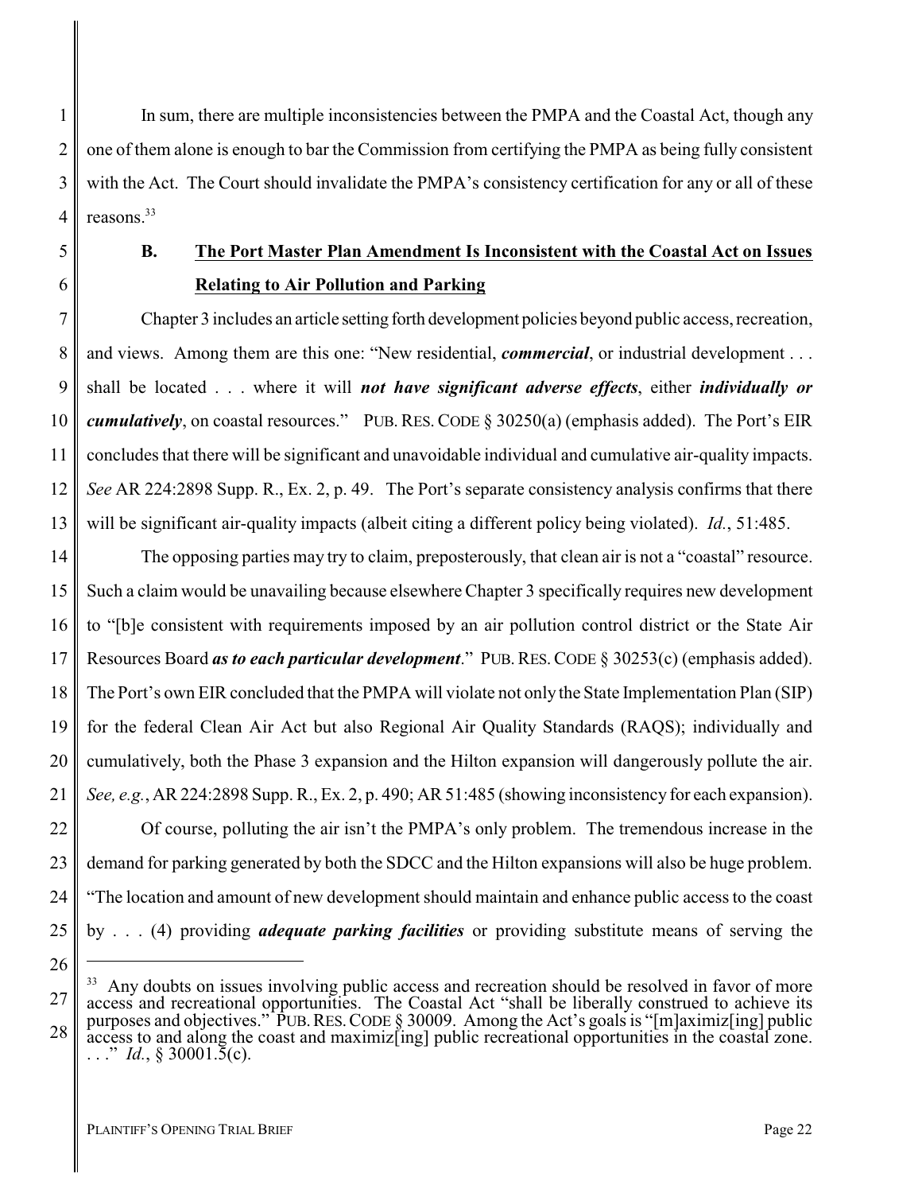In sum, there are multiple inconsistencies between the PMPA and the Coastal Act, though any one of them alone is enough to bar the Commission from certifying the PMPA as being fully consistent with the Act. The Court should invalidate the PMPA's consistency certification for any or all of these reasons.[33]

### B. The Port Master Plan Amendment Is Inconsistent with the Coastal Act on Issues Relating to Air Pollution and Parking

Chapter 3 includes an article setting forth development policies beyond public access, recreation, and views. Among them are this one: "New residential, ***commercial***, or industrial development . . . shall be located . . . where it will ***not have significant adverse effects***, either ***individually or cumulatively***, on coastal resources." PUB. RES. CODE § 30250(a) (emphasis added). The Port's EIR concludes that there will be significant and unavoidable individual and cumulative air-quality impacts. *See* AR 224:2898 Supp. R., Ex. 2, p. 49. The Port's separate consistency analysis confirms that there will be significant air-quality impacts (albeit citing a different policy being violated). *Id.*, 51:485.

The opposing parties may try to claim, preposterously, that clean air is not a "coastal" resource. Such a claim would be unavailing because elsewhere Chapter 3 specifically requires new development to "[b]e consistent with requirements imposed by an air pollution control district or the State Air Resources Board ***as to each particular development***." PUB. RES. CODE § 30253(c) (emphasis added). The Port's own EIR concluded that the PMPA will violate not only the State Implementation Plan (SIP) for the federal Clean Air Act but also Regional Air Quality Standards (RAQS); individually and cumulatively, both the Phase 3 expansion and the Hilton expansion will dangerously pollute the air. *See, e.g.*, AR 224:2898 Supp. R., Ex. 2, p. 490; AR 51:485 (showing inconsistency for each expansion).

Of course, polluting the air isn't the PMPA's only problem. The tremendous increase in the demand for parking generated by both the SDCC and the Hilton expansions will also be huge problem. "The location and amount of new development should maintain and enhance public access to the coast by . . . (4) providing ***adequate parking facilities*** or providing substitute means of serving the

---

[33] Any doubts on issues involving public access and recreation should be resolved in favor of more access and recreational opportunities. The Coastal Act "shall be liberally construed to achieve its purposes and objectives." PUB. RES. CODE § 30009. Among the Act's goals is "[m]aximiz[ing] public access to and along the coast and maximiz[ing] public recreational opportunities in the coastal zone. . . ." *Id.*, § 30001.5(c).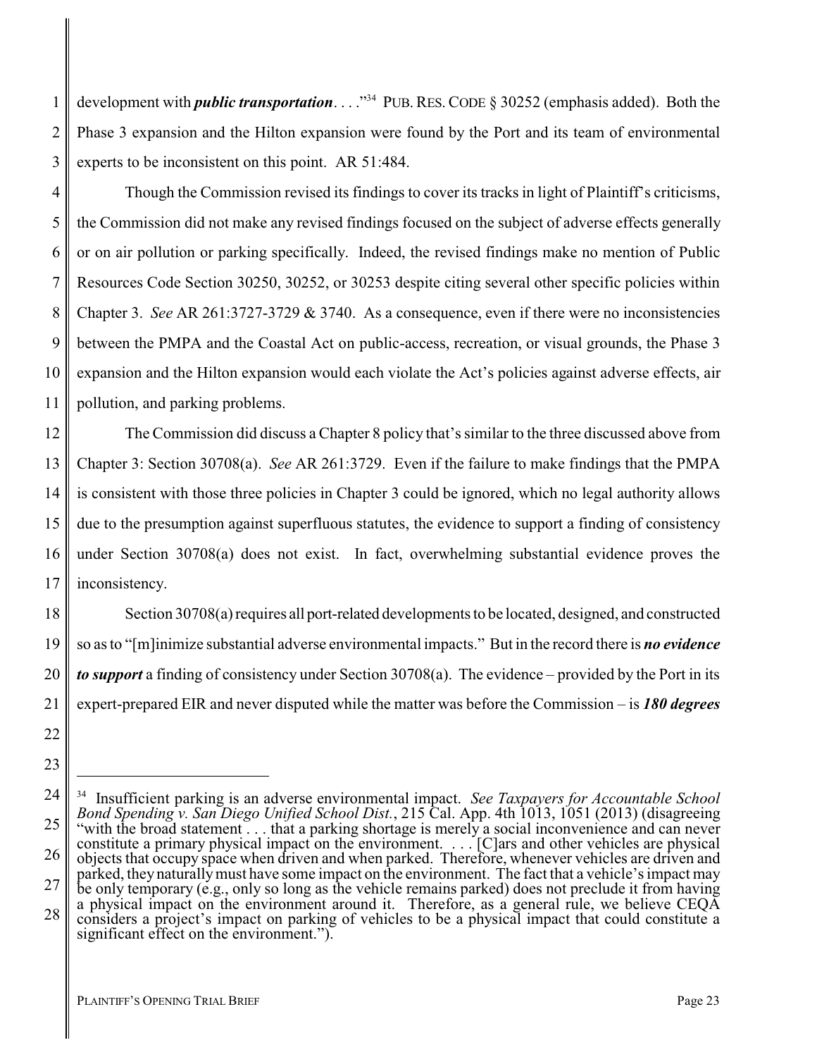development with ***public transportation***. . . ."[34] PUB. RES. CODE § 30252 (emphasis added). Both the Phase 3 expansion and the Hilton expansion were found by the Port and its team of environmental experts to be inconsistent on this point. AR 51:484.

Though the Commission revised its findings to cover its tracks in light of Plaintiff's criticisms, the Commission did not make any revised findings focused on the subject of adverse effects generally or on air pollution or parking specifically. Indeed, the revised findings make no mention of Public Resources Code Section 30250, 30252, or 30253 despite citing several other specific policies within Chapter 3. *See* AR 261:3727-3729 & 3740. As a consequence, even if there were no inconsistencies between the PMPA and the Coastal Act on public-access, recreation, or visual grounds, the Phase 3 expansion and the Hilton expansion would each violate the Act's policies against adverse effects, air pollution, and parking problems.

The Commission did discuss a Chapter 8 policy that's similar to the three discussed above from Chapter 3: Section 30708(a). *See* AR 261:3729. Even if the failure to make findings that the PMPA is consistent with those three policies in Chapter 3 could be ignored, which no legal authority allows due to the presumption against superfluous statutes, the evidence to support a finding of consistency under Section 30708(a) does not exist. In fact, overwhelming substantial evidence proves the inconsistency.

Section 30708(a) requires all port-related developments to be located, designed, and constructed so as to "[m]inimize substantial adverse environmental impacts." But in the record there is ***no evidence to support*** a finding of consistency under Section 30708(a). The evidence – provided by the Port in its expert-prepared EIR and never disputed while the matter was before the Commission – is ***180 degrees***

---

[34] Insufficient parking is an adverse environmental impact. *See Taxpayers for Accountable School Bond Spending v. San Diego Unified School Dist.*, 215 Cal. App. 4th 1013, 1051 (2013) (disagreeing "with the broad statement . . . that a parking shortage is merely a social inconvenience and can never constitute a primary physical impact on the environment. . . . [C]ars and other vehicles are physical objects that occupy space when driven and when parked. Therefore, whenever vehicles are driven and parked, they naturally must have some impact on the environment. The fact that a vehicle's impact may be only temporary (e.g., only so long as the vehicle remains parked) does not preclude it from having a physical impact on the environment around it. Therefore, as a general rule, we believe CEQA considers a project's impact on parking of vehicles to be a physical impact that could constitute a significant effect on the environment.").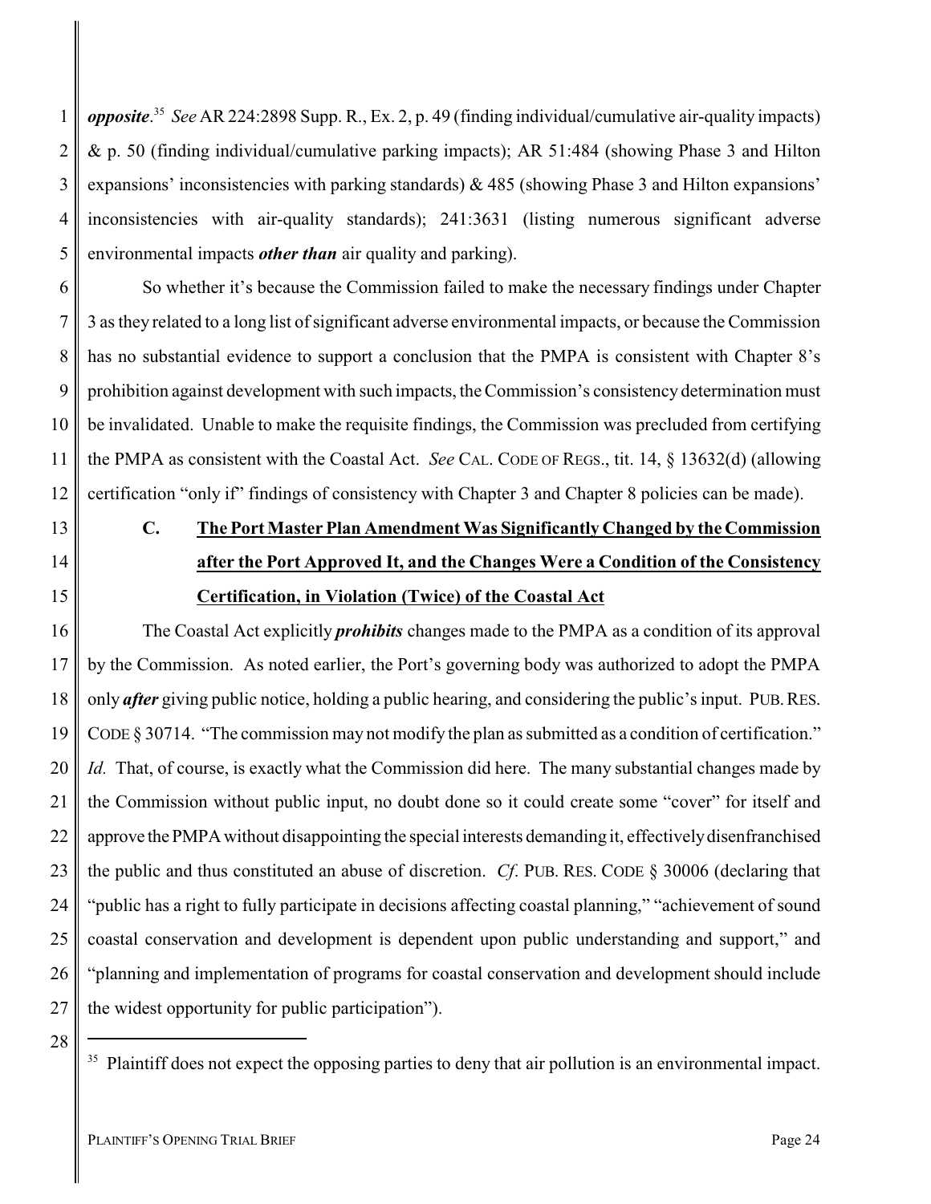***opposite***.[35] *See* AR 224:2898 Supp. R., Ex. 2, p. 49 (finding individual/cumulative air-quality impacts) & p. 50 (finding individual/cumulative parking impacts); AR 51:484 (showing Phase 3 and Hilton expansions' inconsistencies with parking standards) & 485 (showing Phase 3 and Hilton expansions' inconsistencies with air-quality standards); 241:3631 (listing numerous significant adverse environmental impacts ***other than*** air quality and parking).

So whether it's because the Commission failed to make the necessary findings under Chapter 3 as they related to a long list of significant adverse environmental impacts, or because the Commission has no substantial evidence to support a conclusion that the PMPA is consistent with Chapter 8's prohibition against development with such impacts, the Commission's consistency determination must be invalidated. Unable to make the requisite findings, the Commission was precluded from certifying the PMPA as consistent with the Coastal Act. *See* CAL. CODE OF REGS., tit. 14, § 13632(d) (allowing certification "only if" findings of consistency with Chapter 3 and Chapter 8 policies can be made).

### C. The Port Master Plan Amendment Was Significantly Changed by the Commission after the Port Approved It, and the Changes Were a Condition of the Consistency Certification, in Violation (Twice) of the Coastal Act

The Coastal Act explicitly ***prohibits*** changes made to the PMPA as a condition of its approval by the Commission. As noted earlier, the Port's governing body was authorized to adopt the PMPA only ***after*** giving public notice, holding a public hearing, and considering the public's input. PUB. RES. CODE § 30714. "The commission may not modify the plan as submitted as a condition of certification." *Id.* That, of course, is exactly what the Commission did here. The many substantial changes made by the Commission without public input, no doubt done so it could create some "cover" for itself and approve the PMPA without disappointing the special interests demanding it, effectively disenfranchised the public and thus constituted an abuse of discretion. *Cf*. PUB. RES. CODE § 30006 (declaring that "public has a right to fully participate in decisions affecting coastal planning," "achievement of sound coastal conservation and development is dependent upon public understanding and support," and "planning and implementation of programs for coastal conservation and development should include the widest opportunity for public participation").

---

[35] Plaintiff does not expect the opposing parties to deny that air pollution is an environmental impact.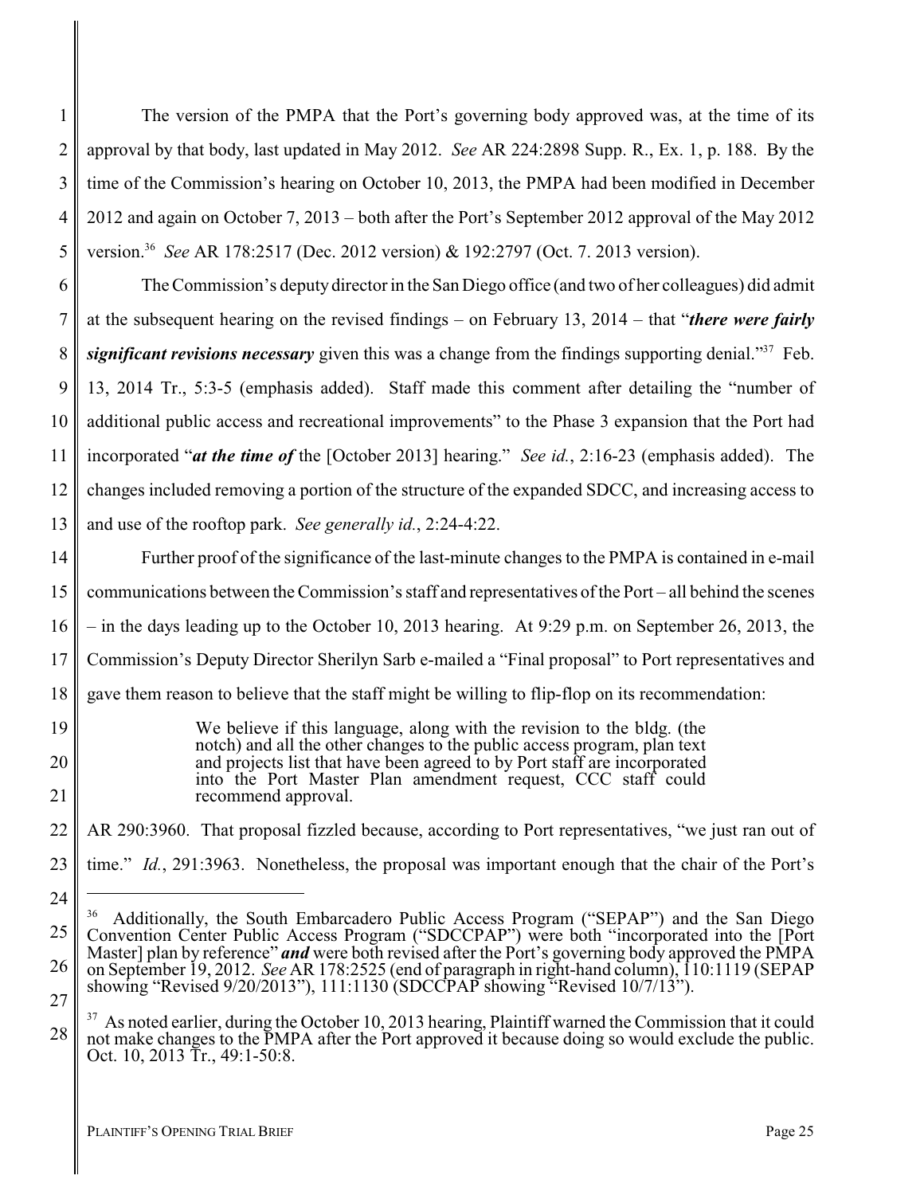The version of the PMPA that the Port's governing body approved was, at the time of its approval by that body, last updated in May 2012. *See* AR 224:2898 Supp. R., Ex. 1, p. 188. By the time of the Commission's hearing on October 10, 2013, the PMPA had been modified in December 2012 and again on October 7, 2013 – both after the Port's September 2012 approval of the May 2012 version.[36] *See* AR 178:2517 (Dec. 2012 version) & 192:2797 (Oct. 7. 2013 version).

The Commission's deputy director in the San Diego office (and two of her colleagues) did admit at the subsequent hearing on the revised findings – on February 13, 2014 – that "***there were fairly significant revisions necessary*** given this was a change from the findings supporting denial."[37] Feb. 13, 2014 Tr., 5:3-5 (emphasis added). Staff made this comment after detailing the "number of additional public access and recreational improvements" to the Phase 3 expansion that the Port had incorporated "***at the time of*** the [October 2013] hearing." *See id.*, 2:16-23 (emphasis added). The changes included removing a portion of the structure of the expanded SDCC, and increasing access to and use of the rooftop park. *See generally id.*, 2:24-4:22.

Further proof of the significance of the last-minute changes to the PMPA is contained in e-mail communications between the Commission's staff and representatives of the Port – all behind the scenes – in the days leading up to the October 10, 2013 hearing. At 9:29 p.m. on September 26, 2013, the Commission's Deputy Director Sherilyn Sarb e-mailed a "Final proposal" to Port representatives and gave them reason to believe that the staff might be willing to flip-flop on its recommendation:

> We believe if this language, along with the revision to the bldg. (the notch) and all the other changes to the public access program, plan text and projects list that have been agreed to by Port staff are incorporated into the Port Master Plan amendment request, CCC staff could recommend approval.

AR 290:3960. That proposal fizzled because, according to Port representatives, "we just ran out of time." *Id.*, 291:3963. Nonetheless, the proposal was important enough that the chair of the Port's

---

[36] Additionally, the South Embarcadero Public Access Program ("SEPAP") and the San Diego Convention Center Public Access Program ("SDCCPAP") were both "incorporated into the [Port Master] plan by reference" ***and*** were both revised after the Port's governing body approved the PMPA on September 19, 2012. *See* AR 178:2525 (end of paragraph in right-hand column), 110:1119 (SEPAP showing "Revised 9/20/2013"), 111:1130 (SDCCPAP showing "Revised 10/7/13").

[37] As noted earlier, during the October 10, 2013 hearing, Plaintiff warned the Commission that it could not make changes to the PMPA after the Port approved it because doing so would exclude the public. Oct. 10, 2013 Tr., 49:1-50:8.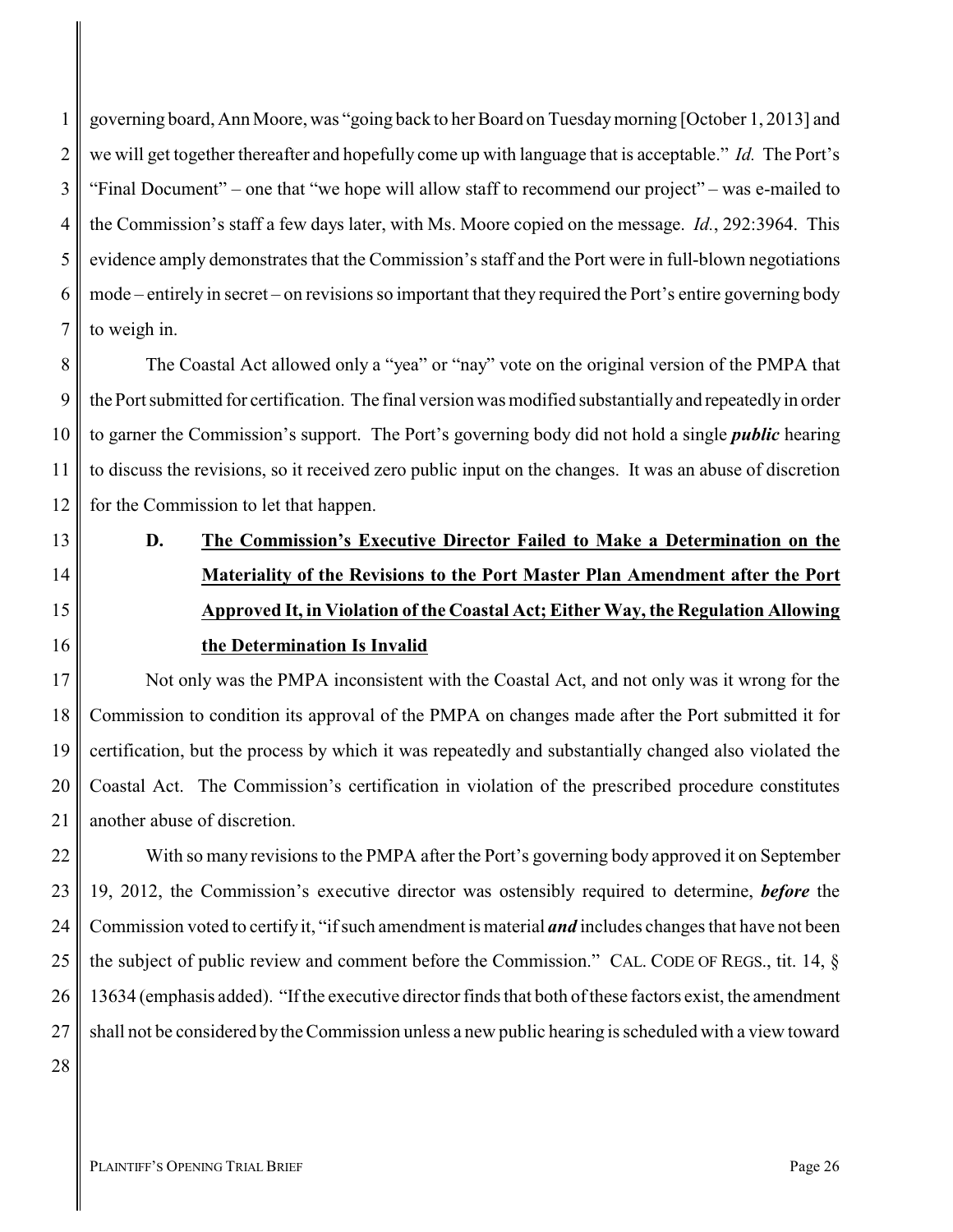governing board, Ann Moore, was "going back to her Board on Tuesday morning [October 1, 2013] and we will get together thereafter and hopefully come up with language that is acceptable." *Id.* The Port's "Final Document" – one that "we hope will allow staff to recommend our project" – was e-mailed to the Commission's staff a few days later, with Ms. Moore copied on the message. *Id.*, 292:3964. This evidence amply demonstrates that the Commission's staff and the Port were in full-blown negotiations mode – entirely in secret – on revisions so important that they required the Port's entire governing body to weigh in.

The Coastal Act allowed only a "yea" or "nay" vote on the original version of the PMPA that the Port submitted for certification. The final version was modified substantially and repeatedly in order to garner the Commission's support. The Port's governing body did not hold a single ***public*** hearing to discuss the revisions, so it received zero public input on the changes. It was an abuse of discretion for the Commission to let that happen.

### D. **<u>The Commission's Executive Director Failed to Make a Determination on the Materiality of the Revisions to the Port Master Plan Amendment after the Port Approved It, in Violation of the Coastal Act; Either Way, the Regulation Allowing the Determination Is Invalid</u>**

Not only was the PMPA inconsistent with the Coastal Act, and not only was it wrong for the Commission to condition its approval of the PMPA on changes made after the Port submitted it for certification, but the process by which it was repeatedly and substantially changed also violated the Coastal Act. The Commission's certification in violation of the prescribed procedure constitutes another abuse of discretion.

With so many revisions to the PMPA after the Port's governing body approved it on September 19, 2012, the Commission's executive director was ostensibly required to determine, ***before*** the Commission voted to certify it, "if such amendment is material ***and*** includes changes that have not been the subject of public review and comment before the Commission." CAL. CODE OF REGS., tit. 14, § 13634 (emphasis added). "If the executive director finds that both of these factors exist, the amendment shall not be considered by the Commission unless a new public hearing is scheduled with a view toward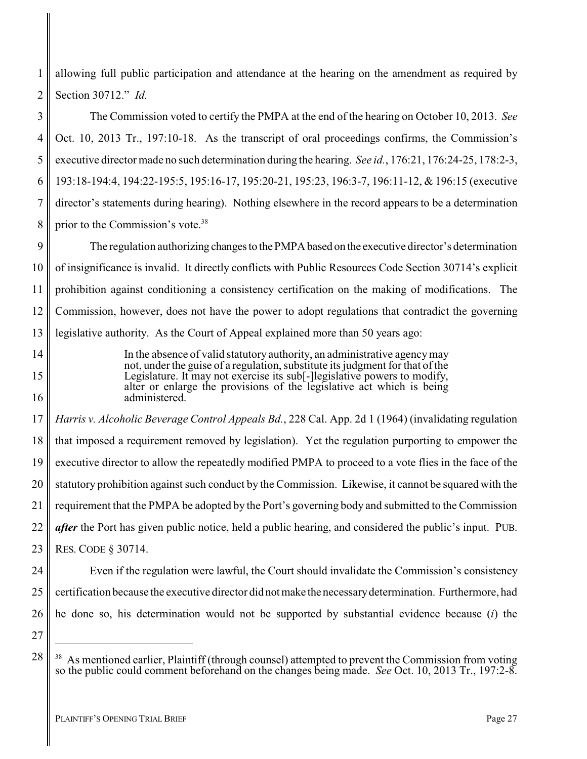allowing full public participation and attendance at the hearing on the amendment as required by Section 30712." *Id.*

The Commission voted to certify the PMPA at the end of the hearing on October 10, 2013. *See* Oct. 10, 2013 Tr., 197:10-18. As the transcript of oral proceedings confirms, the Commission's executive director made no such determination during the hearing. *See id.*, 176:21, 176:24-25, 178:2-3, 193:18-194:4, 194:22-195:5, 195:16-17, 195:20-21, 195:23, 196:3-7, 196:11-12, & 196:15 (executive director's statements during hearing). Nothing elsewhere in the record appears to be a determination prior to the Commission's vote.[38]

The regulation authorizing changes to the PMPA based on the executive director's determination of insignificance is invalid. It directly conflicts with Public Resources Code Section 30714's explicit prohibition against conditioning a consistency certification on the making of modifications. The Commission, however, does not have the power to adopt regulations that contradict the governing legislative authority. As the Court of Appeal explained more than 50 years ago:

> In the absence of valid statutory authority, an administrative agency may not, under the guise of a regulation, substitute its judgment for that of the Legislature. It may not exercise its sub[-]legislative powers to modify, alter or enlarge the provisions of the legislative act which is being administered.

*Harris v. Alcoholic Beverage Control Appeals Bd.*, 228 Cal. App. 2d 1 (1964) (invalidating regulation that imposed a requirement removed by legislation). Yet the regulation purporting to empower the executive director to allow the repeatedly modified PMPA to proceed to a vote flies in the face of the statutory prohibition against such conduct by the Commission. Likewise, it cannot be squared with the requirement that the PMPA be adopted by the Port's governing body and submitted to the Commission ***after*** the Port has given public notice, held a public hearing, and considered the public's input. PUB. RES. CODE § 30714.

Even if the regulation were lawful, the Court should invalidate the Commission's consistency certification because the executive director did not make the necessary determination. Furthermore, had he done so, his determination would not be supported by substantial evidence because (*i*) the

---

[38] As mentioned earlier, Plaintiff (through counsel) attempted to prevent the Commission from voting so the public could comment beforehand on the changes being made. *See* Oct. 10, 2013 Tr., 197:2-8.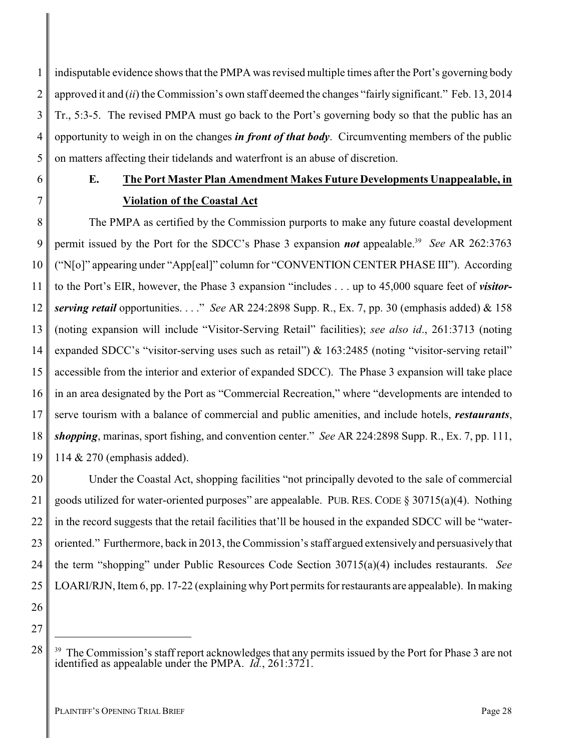indisputable evidence shows that the PMPA was revised multiple times after the Port's governing body approved it and (*ii*) the Commission's own staff deemed the changes "fairly significant." Feb. 13, 2014 Tr., 5:3-5. The revised PMPA must go back to the Port's governing body so that the public has an opportunity to weigh in on the changes ***in front of that body***. Circumventing members of the public on matters affecting their tidelands and waterfront is an abuse of discretion.

### E. The Port Master Plan Amendment Makes Future Developments Unappealable, in Violation of the Coastal Act

The PMPA as certified by the Commission purports to make any future coastal development permit issued by the Port for the SDCC's Phase 3 expansion ***not*** appealable.[39] *See* AR 262:3763 ("N[o]" appearing under "App[eal]" column for "CONVENTION CENTER PHASE III"). According to the Port's EIR, however, the Phase 3 expansion "includes . . . up to 45,000 square feet of ***visitor-serving retail*** opportunities. . . ." *See* AR 224:2898 Supp. R., Ex. 7, pp. 30 (emphasis added) & 158 (noting expansion will include "Visitor-Serving Retail" facilities); *see also id*., 261:3713 (noting expanded SDCC's "visitor-serving uses such as retail") & 163:2485 (noting "visitor-serving retail" accessible from the interior and exterior of expanded SDCC). The Phase 3 expansion will take place in an area designated by the Port as "Commercial Recreation," where "developments are intended to serve tourism with a balance of commercial and public amenities, and include hotels, ***restaurants***, ***shopping***, marinas, sport fishing, and convention center." *See* AR 224:2898 Supp. R., Ex. 7, pp. 111, 114 & 270 (emphasis added).

Under the Coastal Act, shopping facilities "not principally devoted to the sale of commercial goods utilized for water-oriented purposes" are appealable. PUB. RES. CODE § 30715(a)(4). Nothing in the record suggests that the retail facilities that'll be housed in the expanded SDCC will be "water-oriented." Furthermore, back in 2013, the Commission's staff argued extensively and persuasively that the term "shopping" under Public Resources Code Section 30715(a)(4) includes restaurants. *See* LOARI/RJN, Item 6, pp. 17-22 (explaining why Port permits for restaurants are appealable). In making

---

[39] The Commission's staff report acknowledges that any permits issued by the Port for Phase 3 are not identified as appealable under the PMPA. *Id.*, 261:3721.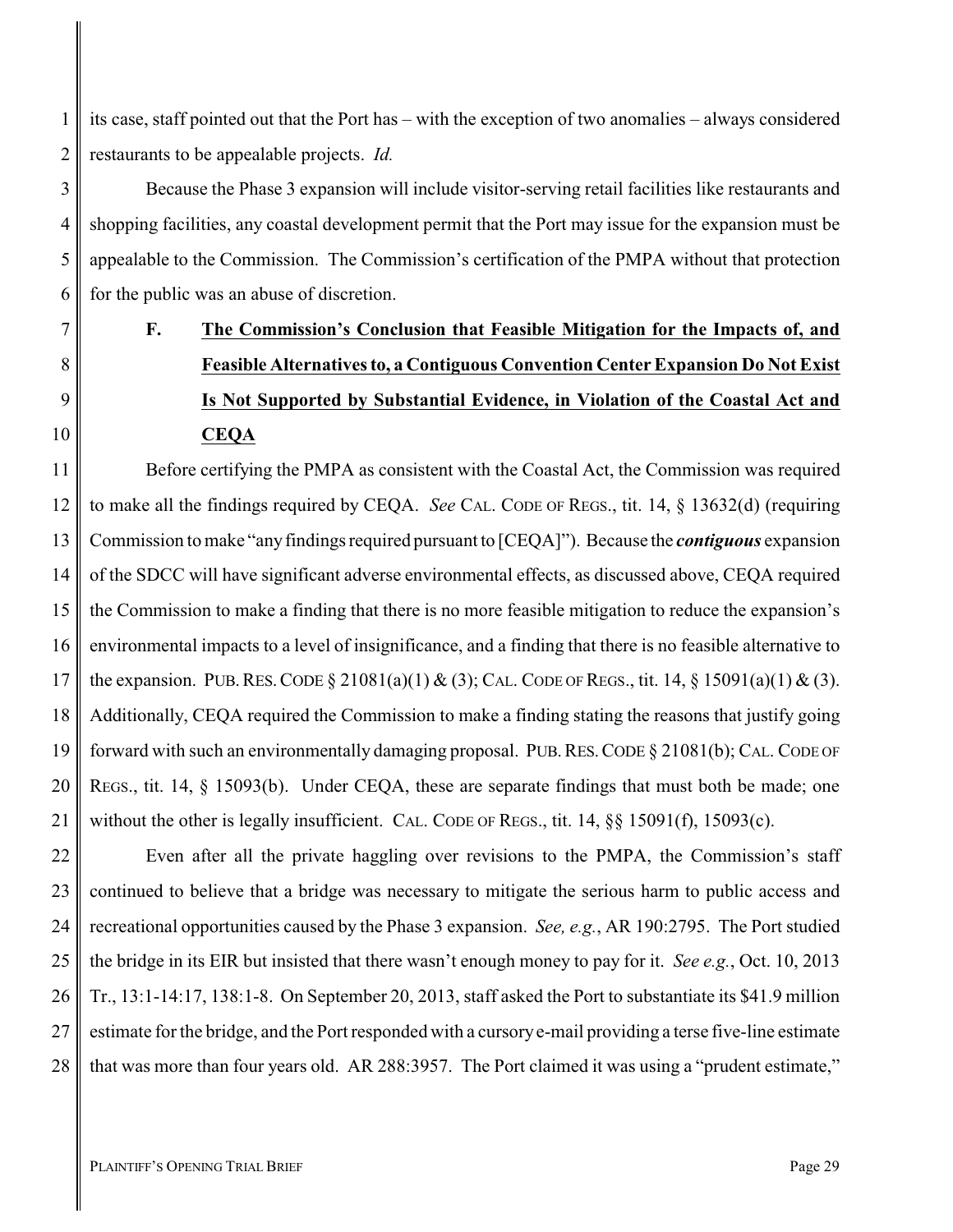its case, staff pointed out that the Port has – with the exception of two anomalies – always considered restaurants to be appealable projects. *Id.*

Because the Phase 3 expansion will include visitor-serving retail facilities like restaurants and shopping facilities, any coastal development permit that the Port may issue for the expansion must be appealable to the Commission. The Commission's certification of the PMPA without that protection for the public was an abuse of discretion.

### F. The Commission's Conclusion that Feasible Mitigation for the Impacts of, and Feasible Alternatives to, a Contiguous Convention Center Expansion Do Not Exist Is Not Supported by Substantial Evidence, in Violation of the Coastal Act and CEQA

Before certifying the PMPA as consistent with the Coastal Act, the Commission was required to make all the findings required by CEQA. *See* CAL. CODE OF REGS., tit. 14, § 13632(d) (requiring Commission to make "any findings required pursuant to [CEQA]"). Because the ***contiguous*** expansion of the SDCC will have significant adverse environmental effects, as discussed above, CEQA required the Commission to make a finding that there is no more feasible mitigation to reduce the expansion's environmental impacts to a level of insignificance, and a finding that there is no feasible alternative to the expansion. PUB. RES. CODE § 21081(a)(1) & (3); CAL. CODE OF REGS., tit. 14, § 15091(a)(1) & (3). Additionally, CEQA required the Commission to make a finding stating the reasons that justify going forward with such an environmentally damaging proposal. PUB. RES. CODE § 21081(b); CAL. CODE OF REGS., tit. 14, § 15093(b). Under CEQA, these are separate findings that must both be made; one without the other is legally insufficient. CAL. CODE OF REGS., tit. 14, §§ 15091(f), 15093(c).

Even after all the private haggling over revisions to the PMPA, the Commission's staff continued to believe that a bridge was necessary to mitigate the serious harm to public access and recreational opportunities caused by the Phase 3 expansion. *See, e.g.*, AR 190:2795. The Port studied the bridge in its EIR but insisted that there wasn't enough money to pay for it. *See e.g.*, Oct. 10, 2013 Tr., 13:1-14:17, 138:1-8. On September 20, 2013, staff asked the Port to substantiate its \$41.9 million estimate for the bridge, and the Port responded with a cursory e-mail providing a terse five-line estimate that was more than four years old. AR 288:3957. The Port claimed it was using a "prudent estimate,"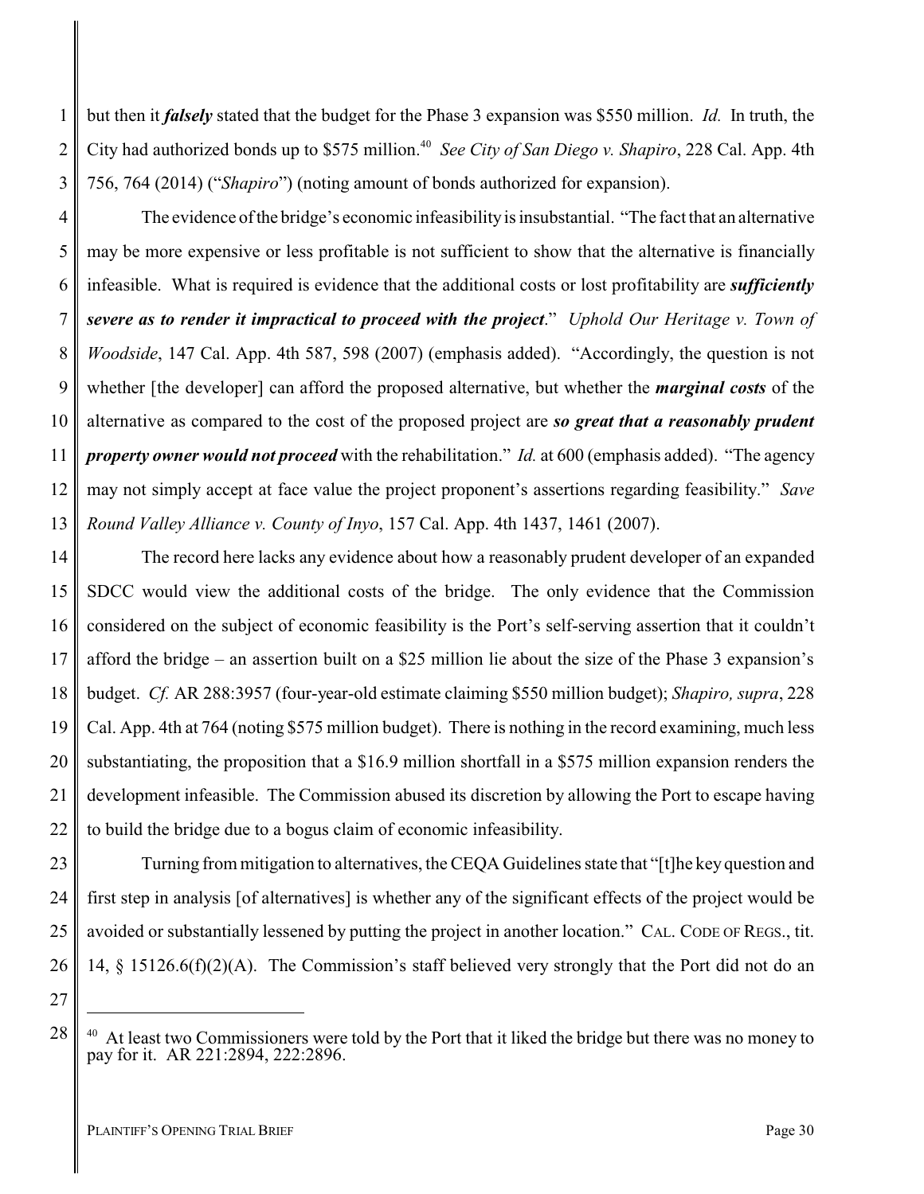but then it ***falsely*** stated that the budget for the Phase 3 expansion was $550 million. *Id.* In truth, the City had authorized bonds up to $575 million.[40] *See City of San Diego v. Shapiro*, 228 Cal. App. 4th 756, 764 (2014) ("*Shapiro*") (noting amount of bonds authorized for expansion).

The evidence of the bridge's economic infeasibility is insubstantial. "The fact that an alternative may be more expensive or less profitable is not sufficient to show that the alternative is financially infeasible. What is required is evidence that the additional costs or lost profitability are ***sufficiently severe as to render it impractical to proceed with the project***." *Uphold Our Heritage v. Town of Woodside*, 147 Cal. App. 4th 587, 598 (2007) (emphasis added). "Accordingly, the question is not whether [the developer] can afford the proposed alternative, but whether the ***marginal costs*** of the alternative as compared to the cost of the proposed project are ***so great that a reasonably prudent property owner would not proceed*** with the rehabilitation." *Id.* at 600 (emphasis added). "The agency may not simply accept at face value the project proponent's assertions regarding feasibility." *Save Round Valley Alliance v. County of Inyo*, 157 Cal. App. 4th 1437, 1461 (2007).

The record here lacks any evidence about how a reasonably prudent developer of an expanded SDCC would view the additional costs of the bridge. The only evidence that the Commission considered on the subject of economic feasibility is the Port's self-serving assertion that it couldn't afford the bridge – an assertion built on a $25 million lie about the size of the Phase 3 expansion's budget. *Cf.* AR 288:3957 (four-year-old estimate claiming $550 million budget); *Shapiro, supra*, 228 Cal. App. 4th at 764 (noting $575 million budget). There is nothing in the record examining, much less substantiating, the proposition that a $16.9 million shortfall in a $575 million expansion renders the development infeasible. The Commission abused its discretion by allowing the Port to escape having to build the bridge due to a bogus claim of economic infeasibility.

Turning from mitigation to alternatives, the CEQA Guidelines state that "[t]he key question and first step in analysis [of alternatives] is whether any of the significant effects of the project would be avoided or substantially lessened by putting the project in another location." CAL. CODE OF REGS., tit. 14, § 15126.6(f)(2)(A). The Commission's staff believed very strongly that the Port did not do an

---

[40] At least two Commissioners were told by the Port that it liked the bridge but there was no money to pay for it. AR 221:2894, 222:2896.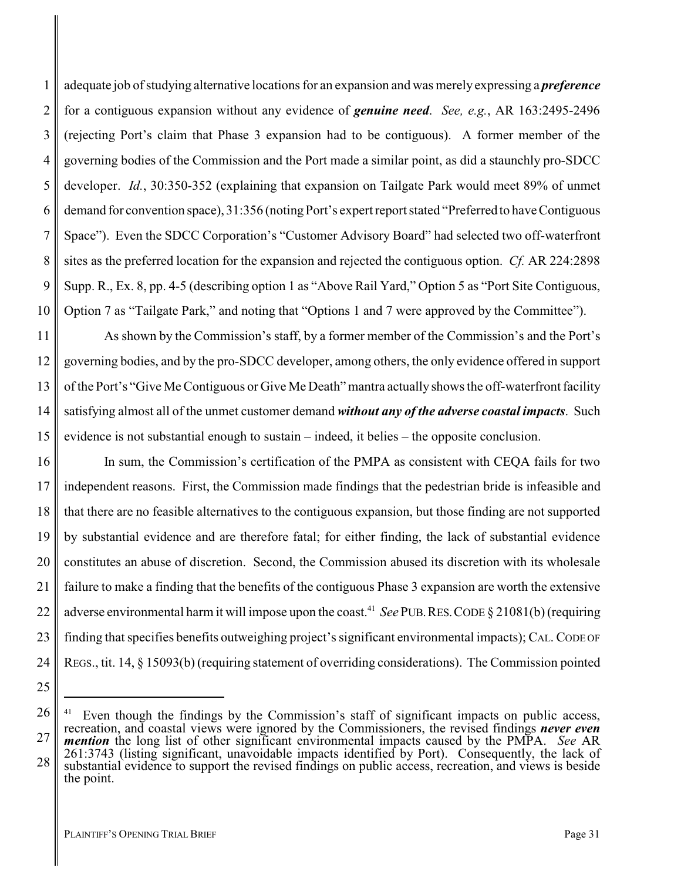adequate job of studying alternative locations for an expansion and was merely expressing a ***preference*** for a contiguous expansion without any evidence of ***genuine need***. *See, e.g.*, AR 163:2495-2496 (rejecting Port's claim that Phase 3 expansion had to be contiguous). A former member of the governing bodies of the Commission and the Port made a similar point, as did a staunchly pro-SDCC developer. *Id.*, 30:350-352 (explaining that expansion on Tailgate Park would meet 89% of unmet demand for convention space), 31:356 (noting Port's expert report stated "Preferred to have Contiguous Space"). Even the SDCC Corporation's "Customer Advisory Board" had selected two off-waterfront sites as the preferred location for the expansion and rejected the contiguous option. *Cf.* AR 224:2898 Supp. R., Ex. 8, pp. 4-5 (describing option 1 as "Above Rail Yard," Option 5 as "Port Site Contiguous, Option 7 as "Tailgate Park," and noting that "Options 1 and 7 were approved by the Committee").

As shown by the Commission's staff, by a former member of the Commission's and the Port's governing bodies, and by the pro-SDCC developer, among others, the only evidence offered in support of the Port's "Give Me Contiguous or Give Me Death" mantra actually shows the off-waterfront facility satisfying almost all of the unmet customer demand ***without any of the adverse coastal impacts***. Such evidence is not substantial enough to sustain – indeed, it belies – the opposite conclusion.

In sum, the Commission's certification of the PMPA as consistent with CEQA fails for two independent reasons. First, the Commission made findings that the pedestrian bride is infeasible and that there are no feasible alternatives to the contiguous expansion, but those finding are not supported by substantial evidence and are therefore fatal; for either finding, the lack of substantial evidence constitutes an abuse of discretion. Second, the Commission abused its discretion with its wholesale failure to make a finding that the benefits of the contiguous Phase 3 expansion are worth the extensive adverse environmental harm it will impose upon the coast.[41] *See* PUB. RES. CODE § 21081(b) (requiring finding that specifies benefits outweighing project's significant environmental impacts); CAL. CODE OF REGS., tit. 14, § 15093(b) (requiring statement of overriding considerations). The Commission pointed

---

[41] Even though the findings by the Commission's staff of significant impacts on public access, recreation, and coastal views were ignored by the Commissioners, the revised findings ***never even mention*** the long list of other significant environmental impacts caused by the PMPA. *See* AR 261:3743 (listing significant, unavoidable impacts identified by Port). Consequently, the lack of substantial evidence to support the revised findings on public access, recreation, and views is beside the point.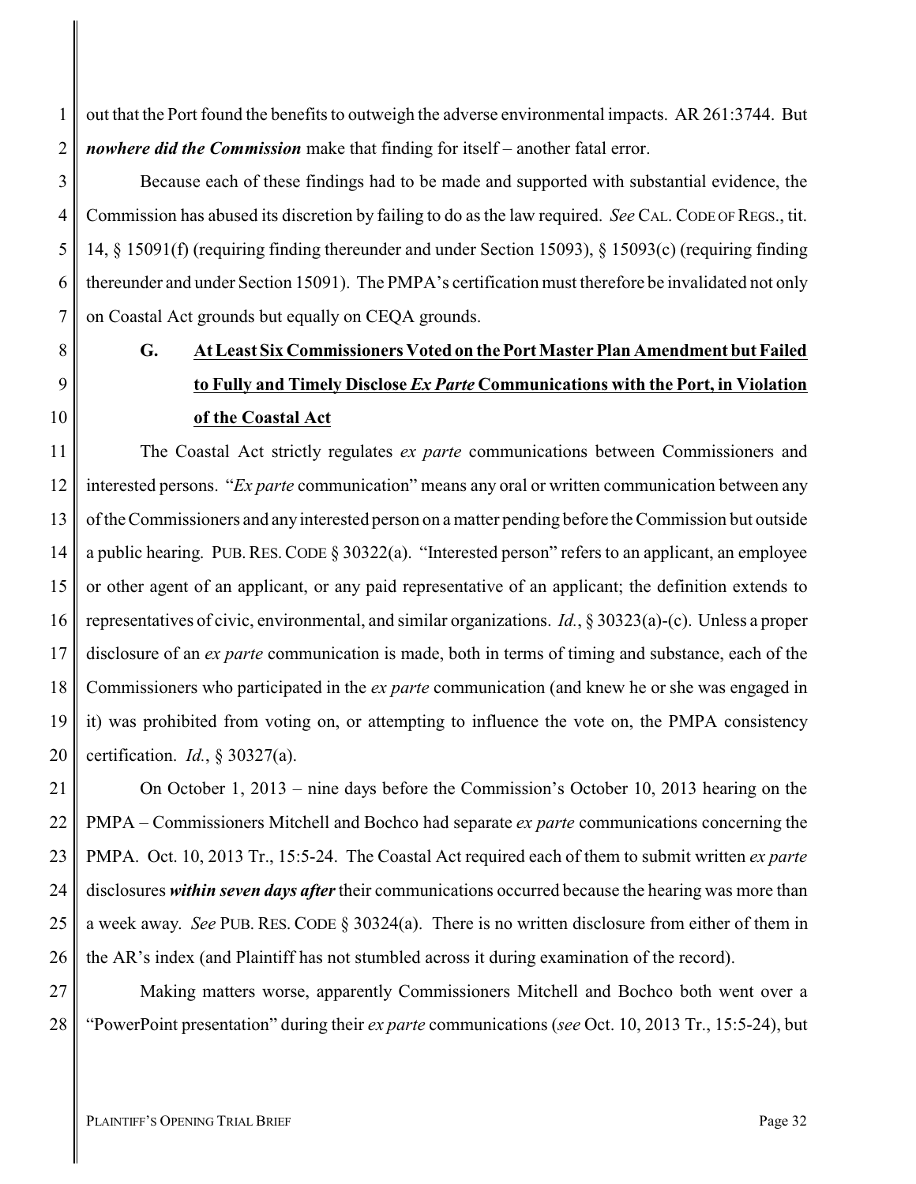out that the Port found the benefits to outweigh the adverse environmental impacts. AR 261:3744. But ***nowhere did the Commission*** make that finding for itself – another fatal error.

Because each of these findings had to be made and supported with substantial evidence, the Commission has abused its discretion by failing to do as the law required. *See* CAL. CODE OF REGS., tit. 14, § 15091(f) (requiring finding thereunder and under Section 15093), § 15093(c) (requiring finding thereunder and under Section 15091). The PMPA's certification must therefore be invalidated not only on Coastal Act grounds but equally on CEQA grounds.

### G. At Least Six Commissioners Voted on the Port Master Plan Amendment but Failed to Fully and Timely Disclose *Ex Parte* Communications with the Port, in Violation of the Coastal Act

The Coastal Act strictly regulates *ex parte* communications between Commissioners and interested persons. "*Ex parte* communication" means any oral or written communication between any of the Commissioners and any interested person on a matter pending before the Commission but outside a public hearing. PUB. RES. CODE § 30322(a). "Interested person" refers to an applicant, an employee or other agent of an applicant, or any paid representative of an applicant; the definition extends to representatives of civic, environmental, and similar organizations. *Id.*, § 30323(a)-(c). Unless a proper disclosure of an *ex parte* communication is made, both in terms of timing and substance, each of the Commissioners who participated in the *ex parte* communication (and knew he or she was engaged in it) was prohibited from voting on, or attempting to influence the vote on, the PMPA consistency certification. *Id.*, § 30327(a).

On October 1, 2013 – nine days before the Commission's October 10, 2013 hearing on the PMPA – Commissioners Mitchell and Bochco had separate *ex parte* communications concerning the PMPA. Oct. 10, 2013 Tr., 15:5-24. The Coastal Act required each of them to submit written *ex parte* disclosures ***within seven days after*** their communications occurred because the hearing was more than a week away. *See* PUB. RES. CODE § 30324(a). There is no written disclosure from either of them in the AR's index (and Plaintiff has not stumbled across it during examination of the record).

Making matters worse, apparently Commissioners Mitchell and Bochco both went over a "PowerPoint presentation" during their *ex parte* communications (*see* Oct. 10, 2013 Tr., 15:5-24), but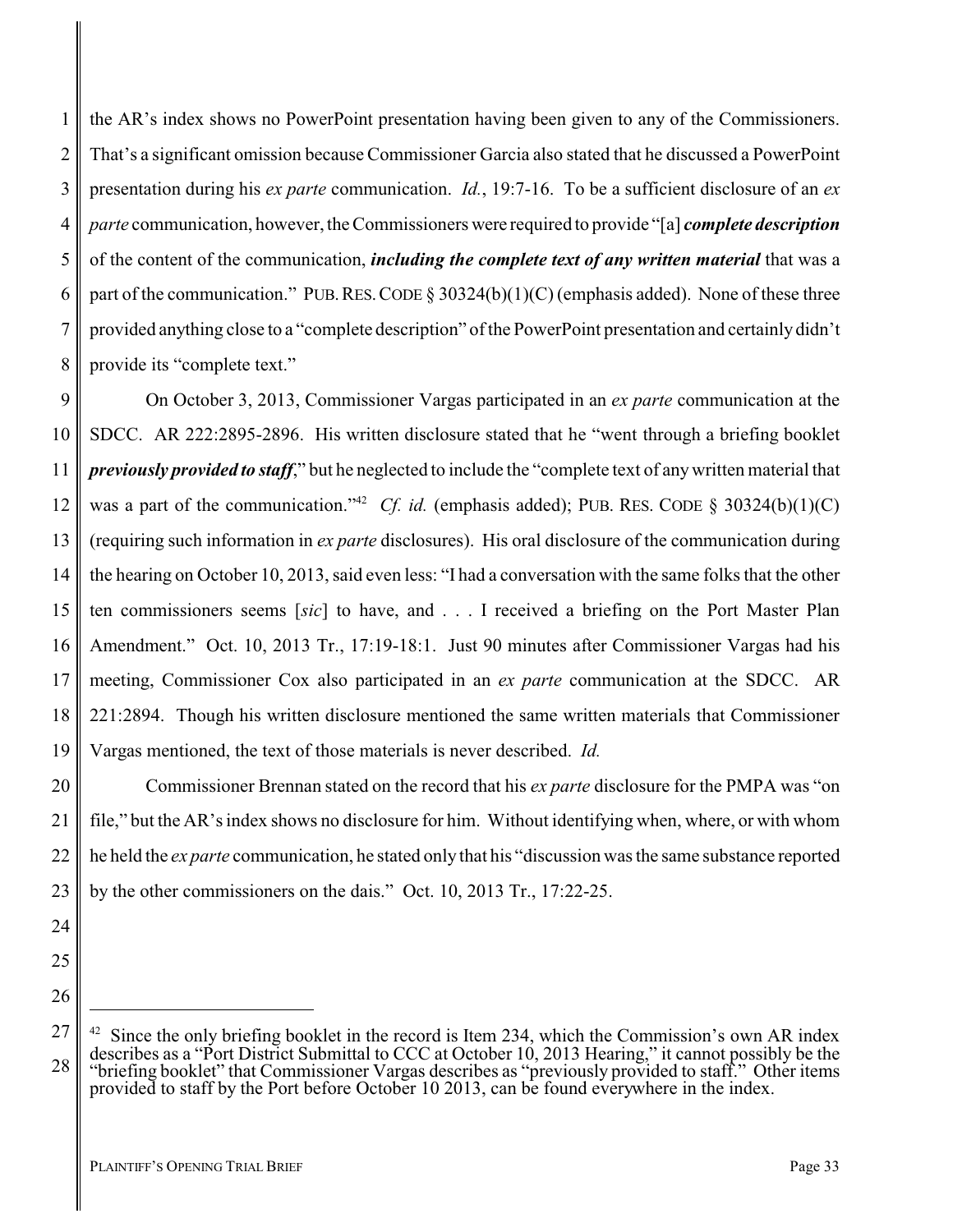the AR's index shows no PowerPoint presentation having been given to any of the Commissioners. That's a significant omission because Commissioner Garcia also stated that he discussed a PowerPoint presentation during his *ex parte* communication. *Id.*, 19:7-16. To be a sufficient disclosure of an *ex parte* communication, however, the Commissioners were required to provide "[a] ***complete description*** of the content of the communication, ***including the complete text of any written material*** that was a part of the communication." PUB. RES. CODE § 30324(b)(1)(C) (emphasis added). None of these three provided anything close to a "complete description" of the PowerPoint presentation and certainly didn't provide its "complete text."

On October 3, 2013, Commissioner Vargas participated in an *ex parte* communication at the SDCC. AR 222:2895-2896. His written disclosure stated that he "went through a briefing booklet ***previously provided to staff***," but he neglected to include the "complete text of any written material that was a part of the communication."[42] *Cf. id.* (emphasis added); PUB. RES. CODE § 30324(b)(1)(C) (requiring such information in *ex parte* disclosures). His oral disclosure of the communication during the hearing on October 10, 2013, said even less: "I had a conversation with the same folks that the other ten commissioners seems [*sic*] to have, and . . . I received a briefing on the Port Master Plan Amendment." Oct. 10, 2013 Tr., 17:19-18:1. Just 90 minutes after Commissioner Vargas had his meeting, Commissioner Cox also participated in an *ex parte* communication at the SDCC. AR 221:2894. Though his written disclosure mentioned the same written materials that Commissioner Vargas mentioned, the text of those materials is never described. *Id.*

Commissioner Brennan stated on the record that his *ex parte* disclosure for the PMPA was "on file," but the AR's index shows no disclosure for him. Without identifying when, where, or with whom he held the *ex parte* communication, he stated only that his "discussion was the same substance reported by the other commissioners on the dais." Oct. 10, 2013 Tr., 17:22-25.

---

[42] Since the only briefing booklet in the record is Item 234, which the Commission's own AR index describes as a "Port District Submittal to CCC at October 10, 2013 Hearing," it cannot possibly be the "briefing booklet" that Commissioner Vargas describes as "previously provided to staff." Other items provided to staff by the Port before October 10 2013, can be found everywhere in the index.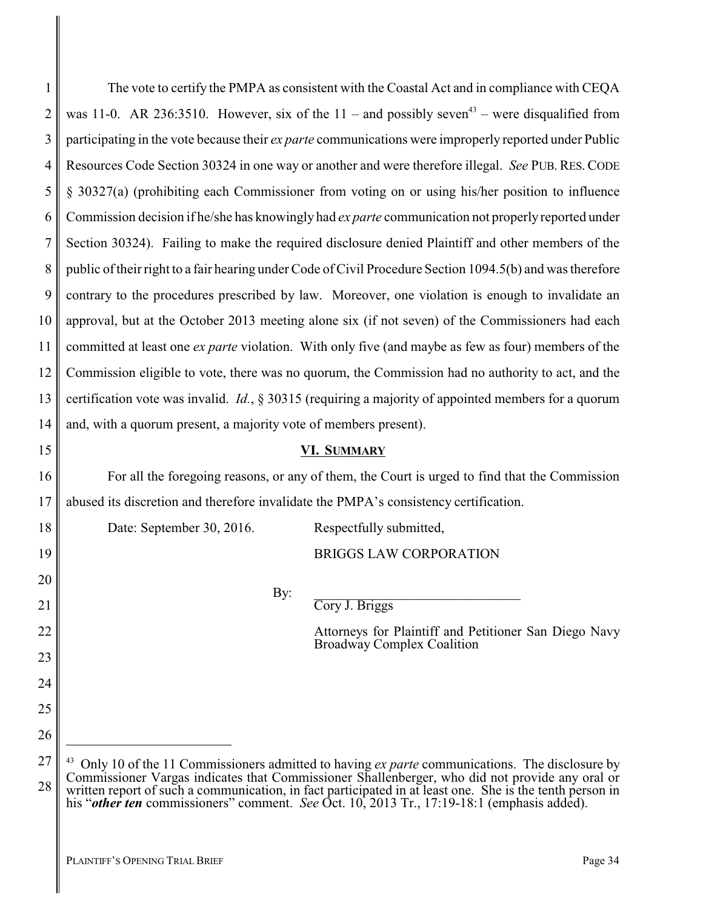The vote to certify the PMPA as consistent with the Coastal Act and in compliance with CEQA was 11-0. AR 236:3510. However, six of the 11 – and possibly seven[43] – were disqualified from participating in the vote because their *ex parte* communications were improperly reported under Public Resources Code Section 30324 in one way or another and were therefore illegal. *See* PUB. RES. CODE § 30327(a) (prohibiting each Commissioner from voting on or using his/her position to influence Commission decision if he/she has knowingly had *ex parte* communication not properly reported under Section 30324). Failing to make the required disclosure denied Plaintiff and other members of the public of their right to a fair hearing under Code of Civil Procedure Section 1094.5(b) and was therefore contrary to the procedures prescribed by law. Moreover, one violation is enough to invalidate an approval, but at the October 2013 meeting alone six (if not seven) of the Commissioners had each committed at least one *ex parte* violation. With only five (and maybe as few as four) members of the Commission eligible to vote, there was no quorum, the Commission had no authority to act, and the certification vote was invalid. *Id.*, § 30315 (requiring a majority of appointed members for a quorum and, with a quorum present, a majority vote of members present).

## VI. SUMMARY

For all the foregoing reasons, or any of them, the Court is urged to find that the Commission abused its discretion and therefore invalidate the PMPA's consistency certification.

Date: September 30, 2016.

Respectfully submitted,

BRIGGS LAW CORPORATION

By: \_\_\_\_\_\_\_\_\_\_\_\_\_\_\_\_\_\_\_\_\_\_\_\_\_\_\_\_\_\_

Cory J. Briggs

Attorneys for Plaintiff and Petitioner San Diego Navy Broadway Complex Coalition

---

[43] Only 10 of the 11 Commissioners admitted to having *ex parte* communications. The disclosure by Commissioner Vargas indicates that Commissioner Shallenberger, who did not provide any oral or written report of such a communication, in fact participated in at least one. She is the tenth person in his "***other ten*** commissioners" comment. *See* Oct. 10, 2013 Tr., 17:19-18:1 (emphasis added).